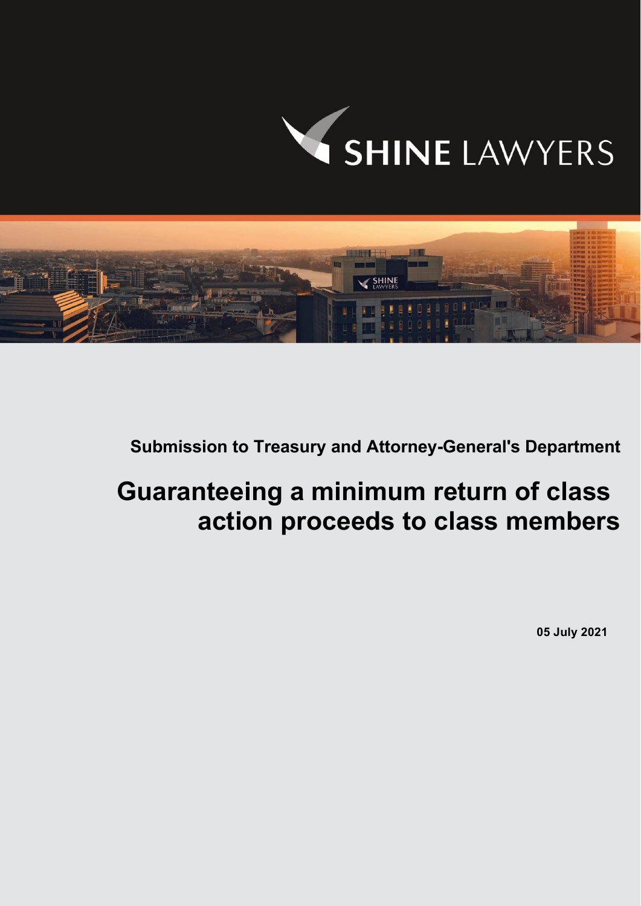SHINE LAWYERS

**Submission to Treasury and Attorney-General's Department**

# Guaranteeing a minimum return of class action proceeds to class members

**05 July 2021**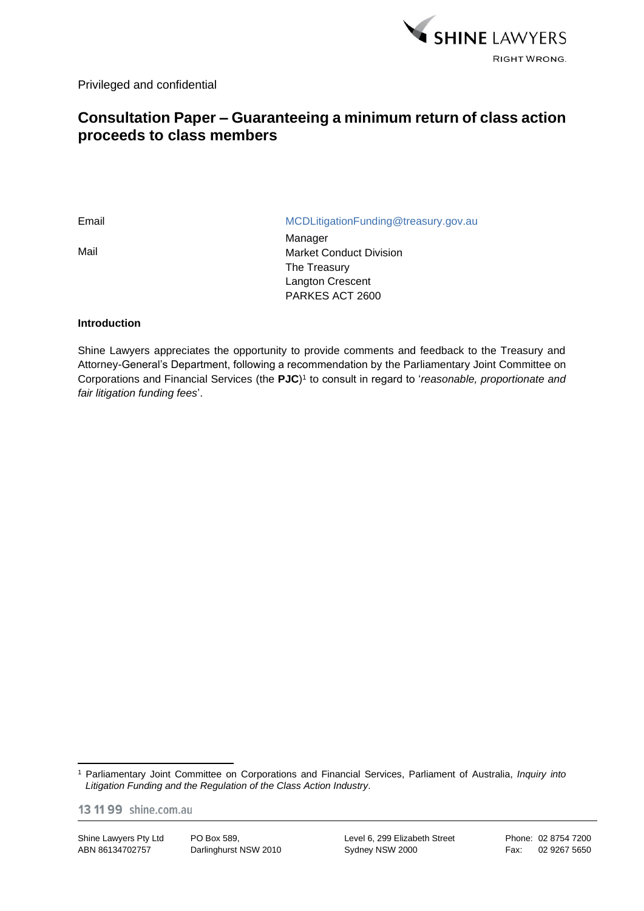Privileged and confidential

# Consultation Paper – Guaranteeing a minimum return of class action proceeds to class members

| | |
|---|---|
| Email | MCDLitigationFunding@treasury.gov.au |
| Mail | Manager<br>Market Conduct Division<br>The Treasury<br>Langton Crescent<br>PARKES ACT 2600 |

**Introduction**

Shine Lawyers appreciates the opportunity to provide comments and feedback to the Treasury and Attorney-General's Department, following a recommendation by the Parliamentary Joint Committee on Corporations and Financial Services (the **PJC**)[1] to consult in regard to '*reasonable, proportionate and fair litigation funding fees*'.

[1] Parliamentary Joint Committee on Corporations and Financial Services, Parliament of Australia, *Inquiry into Litigation Funding and the Regulation of the Class Action Industry*.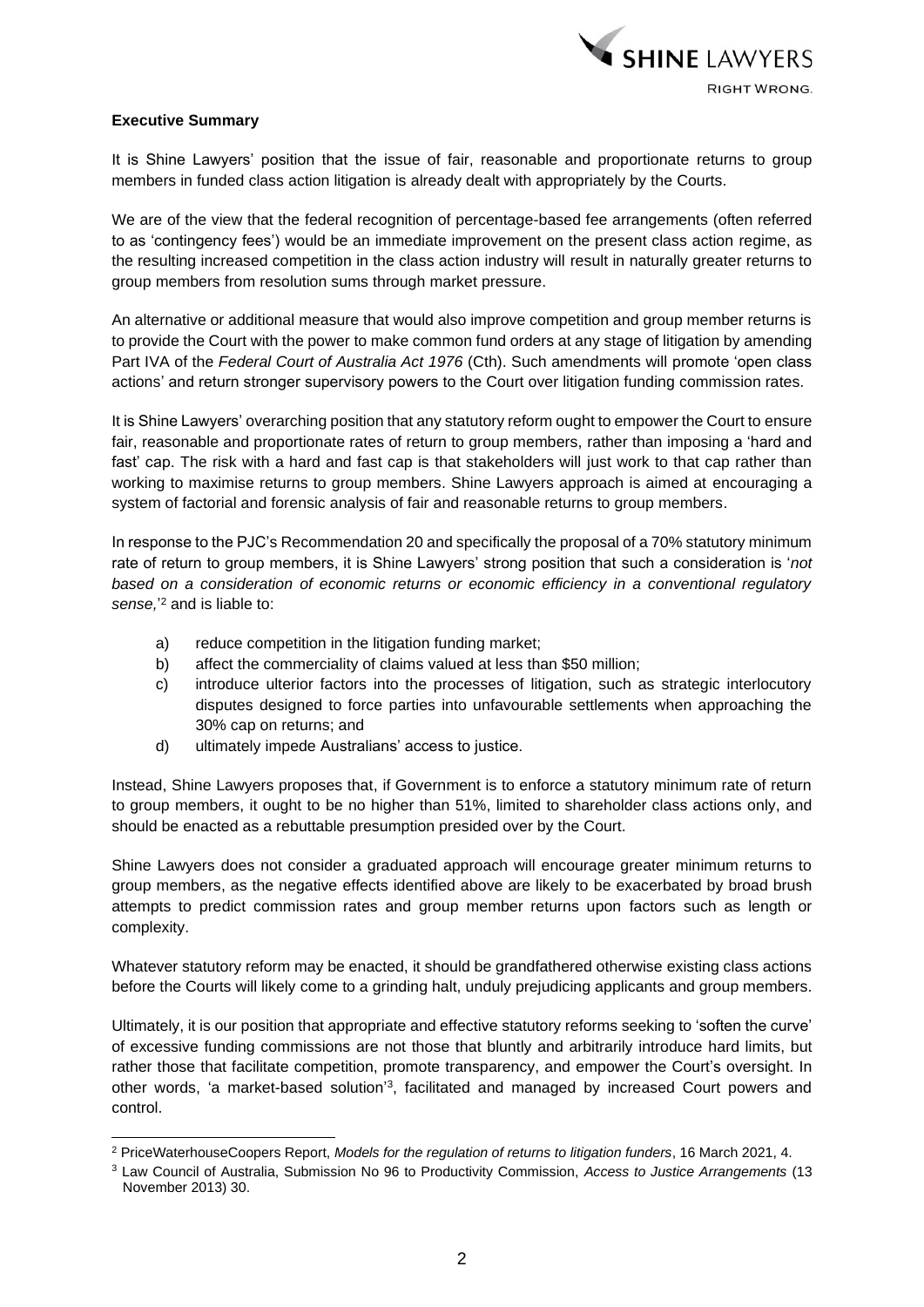**Executive Summary**

It is Shine Lawyers' position that the issue of fair, reasonable and proportionate returns to group members in funded class action litigation is already dealt with appropriately by the Courts.

We are of the view that the federal recognition of percentage-based fee arrangements (often referred to as 'contingency fees') would be an immediate improvement on the present class action regime, as the resulting increased competition in the class action industry will result in naturally greater returns to group members from resolution sums through market pressure.

An alternative or additional measure that would also improve competition and group member returns is to provide the Court with the power to make common fund orders at any stage of litigation by amending Part IVA of the *Federal Court of Australia Act 1976* (Cth). Such amendments will promote 'open class actions' and return stronger supervisory powers to the Court over litigation funding commission rates.

It is Shine Lawyers' overarching position that any statutory reform ought to empower the Court to ensure fair, reasonable and proportionate rates of return to group members, rather than imposing a 'hard and fast' cap. The risk with a hard and fast cap is that stakeholders will just work to that cap rather than working to maximise returns to group members. Shine Lawyers approach is aimed at encouraging a system of factorial and forensic analysis of fair and reasonable returns to group members.

In response to the PJC's Recommendation 20 and specifically the proposal of a 70% statutory minimum rate of return to group members, it is Shine Lawyers' strong position that such a consideration is '*not based on a consideration of economic returns or economic efficiency in a conventional regulatory sense,*'[2] and is liable to:

a) reduce competition in the litigation funding market;
b) affect the commerciality of claims valued at less than \$50 million;
c) introduce ulterior factors into the processes of litigation, such as strategic interlocutory disputes designed to force parties into unfavourable settlements when approaching the 30% cap on returns; and
d) ultimately impede Australians' access to justice.

Instead, Shine Lawyers proposes that, if Government is to enforce a statutory minimum rate of return to group members, it ought to be no higher than 51%, limited to shareholder class actions only, and should be enacted as a rebuttable presumption presided over by the Court.

Shine Lawyers does not consider a graduated approach will encourage greater minimum returns to group members, as the negative effects identified above are likely to be exacerbated by broad brush attempts to predict commission rates and group member returns upon factors such as length or complexity.

Whatever statutory reform may be enacted, it should be grandfathered otherwise existing class actions before the Courts will likely come to a grinding halt, unduly prejudicing applicants and group members.

Ultimately, it is our position that appropriate and effective statutory reforms seeking to 'soften the curve' of excessive funding commissions are not those that bluntly and arbitrarily introduce hard limits, but rather those that facilitate competition, promote transparency, and empower the Court's oversight. In other words, 'a market-based solution'[3], facilitated and managed by increased Court powers and control.

---

[2] PriceWaterhouseCoopers Report, *Models for the regulation of returns to litigation funders*, 16 March 2021, 4.

[3] Law Council of Australia, Submission No 96 to Productivity Commission, *Access to Justice Arrangements* (13 November 2013) 30.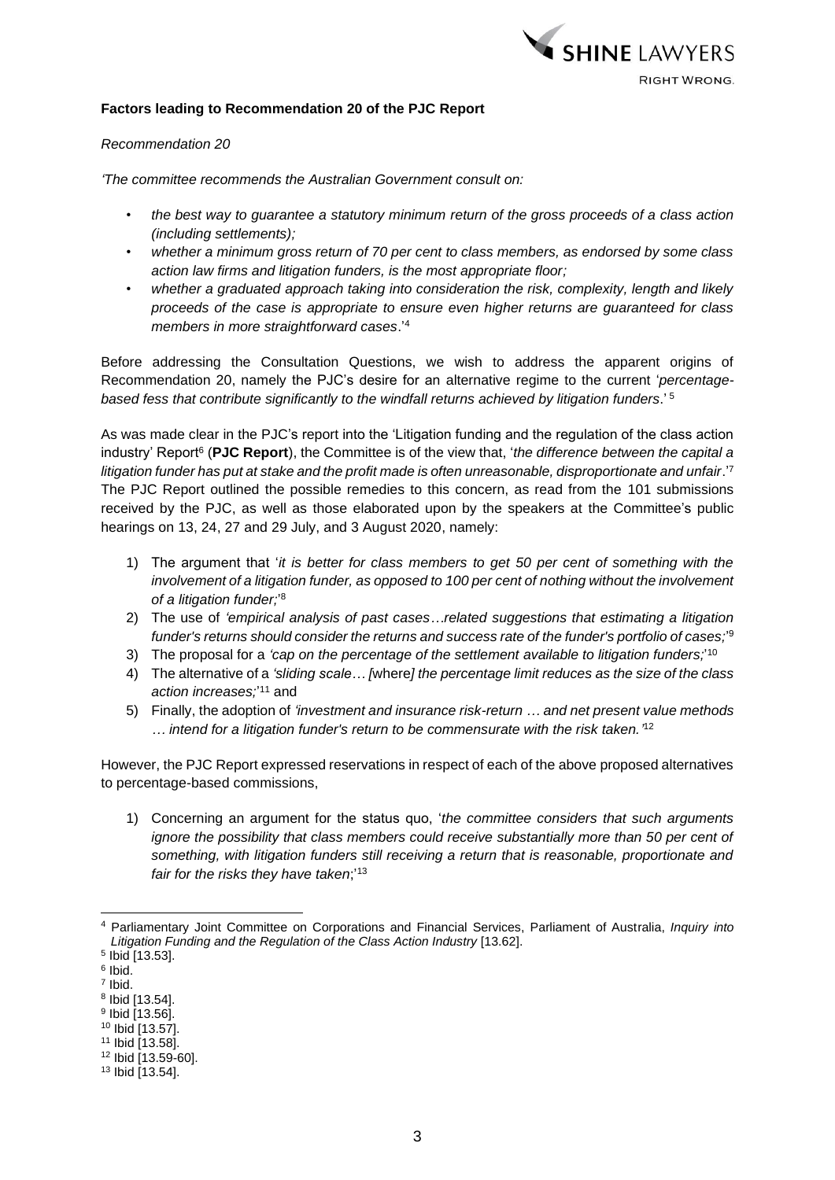**Factors leading to Recommendation 20 of the PJC Report**

*Recommendation 20*

*'The committee recommends the Australian Government consult on:*

- *the best way to guarantee a statutory minimum return of the gross proceeds of a class action (including settlements);*
- *whether a minimum gross return of 70 per cent to class members, as endorsed by some class action law firms and litigation funders, is the most appropriate floor;*
- *whether a graduated approach taking into consideration the risk, complexity, length and likely proceeds of the case is appropriate to ensure even higher returns are guaranteed for class members in more straightforward cases*.'[4]

Before addressing the Consultation Questions, we wish to address the apparent origins of Recommendation 20, namely the PJC's desire for an alternative regime to the current '*percentage-based fess that contribute significantly to the windfall returns achieved by litigation funders*.' [5]

As was made clear in the PJC's report into the 'Litigation funding and the regulation of the class action industry' Report[6] (**PJC Report**), the Committee is of the view that, '*the difference between the capital a litigation funder has put at stake and the profit made is often unreasonable, disproportionate and unfair*.'[7] The PJC Report outlined the possible remedies to this concern, as read from the 101 submissions received by the PJC, as well as those elaborated upon by the speakers at the Committee's public hearings on 13, 24, 27 and 29 July, and 3 August 2020, namely:

1) The argument that '*it is better for class members to get 50 per cent of something with the involvement of a litigation funder, as opposed to 100 per cent of nothing without the involvement of a litigation funder;*'[8]
2) The use of *'empirical analysis of past cases…related suggestions that estimating a litigation funder's returns should consider the returns and success rate of the funder's portfolio of cases;*'[9]
3) The proposal for a *'cap on the percentage of the settlement available to litigation funders;*'[10]
4) The alternative of a *'sliding scale… [*where*] the percentage limit reduces as the size of the class action increases;*'[11] and
5) Finally, the adoption of *'investment and insurance risk-return … and net present value methods … intend for a litigation funder's return to be commensurate with the risk taken.'*[12]

However, the PJC Report expressed reservations in respect of each of the above proposed alternatives to percentage-based commissions,

1) Concerning an argument for the status quo, '*the committee considers that such arguments ignore the possibility that class members could receive substantially more than 50 per cent of something, with litigation funders still receiving a return that is reasonable, proportionate and fair for the risks they have taken*;'[13]

---

[4] Parliamentary Joint Committee on Corporations and Financial Services, Parliament of Australia, *Inquiry into Litigation Funding and the Regulation of the Class Action Industry* [13.62].
[5] Ibid [13.53].
[6] Ibid.
[7] Ibid.
[8] Ibid [13.54].
[9] Ibid [13.56].
[10] Ibid [13.57].
[11] Ibid [13.58].
[12] Ibid [13.59-60].
[13] Ibid [13.54].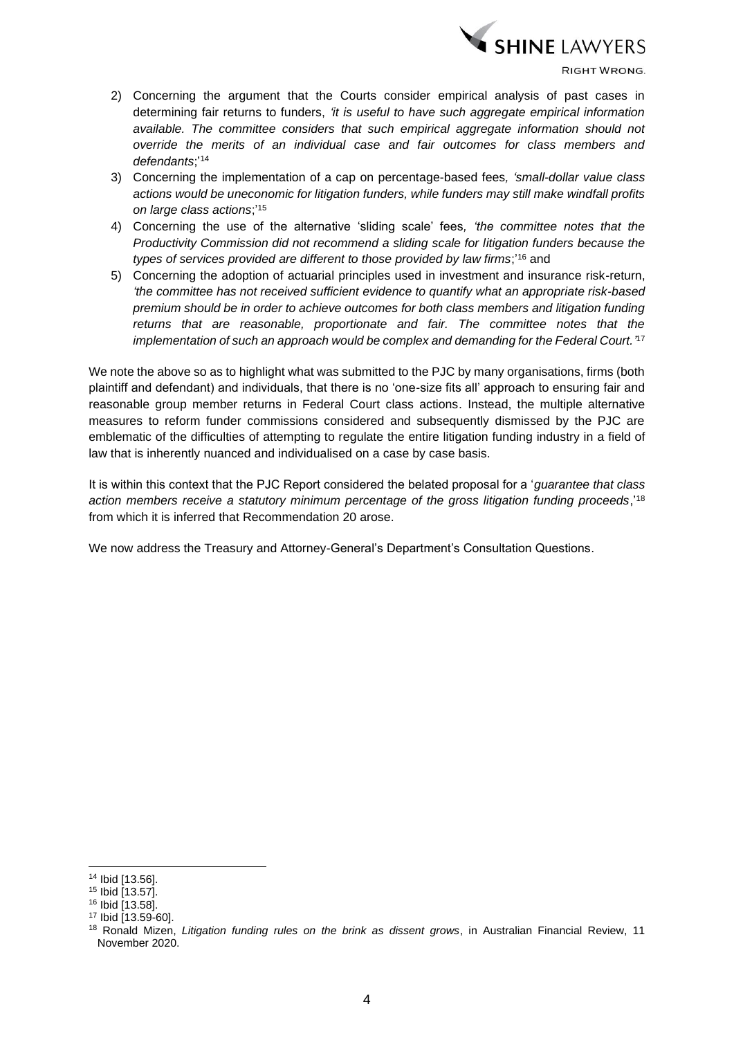2) Concerning the argument that the Courts consider empirical analysis of past cases in determining fair returns to funders, *'it is useful to have such aggregate empirical information available. The committee considers that such empirical aggregate information should not override the merits of an individual case and fair outcomes for class members and defendants*;'[14]
3) Concerning the implementation of a cap on percentage-based fees*, 'small-dollar value class actions would be uneconomic for litigation funders, while funders may still make windfall profits on large class actions*;'[15]
4) Concerning the use of the alternative 'sliding scale' fees*, 'the committee notes that the Productivity Commission did not recommend a sliding scale for litigation funders because the types of services provided are different to those provided by law firms*;'[16] and
5) Concerning the adoption of actuarial principles used in investment and insurance risk-return, *'the committee has not received sufficient evidence to quantify what an appropriate risk-based premium should be in order to achieve outcomes for both class members and litigation funding returns that are reasonable, proportionate and fair. The committee notes that the implementation of such an approach would be complex and demanding for the Federal Court.'*[17]

We note the above so as to highlight what was submitted to the PJC by many organisations, firms (both plaintiff and defendant) and individuals, that there is no 'one-size fits all' approach to ensuring fair and reasonable group member returns in Federal Court class actions. Instead, the multiple alternative measures to reform funder commissions considered and subsequently dismissed by the PJC are emblematic of the difficulties of attempting to regulate the entire litigation funding industry in a field of law that is inherently nuanced and individualised on a case by case basis.

It is within this context that the PJC Report considered the belated proposal for a '*guarantee that class action members receive a statutory minimum percentage of the gross litigation funding proceeds*,'[18] from which it is inferred that Recommendation 20 arose.

We now address the Treasury and Attorney-General's Department's Consultation Questions.

---

[14] Ibid [13.56].

[15] Ibid [13.57].

[16] Ibid [13.58].

[17] Ibid [13.59-60].

[18] Ronald Mizen, *Litigation funding rules on the brink as dissent grows*, in Australian Financial Review, 11 November 2020.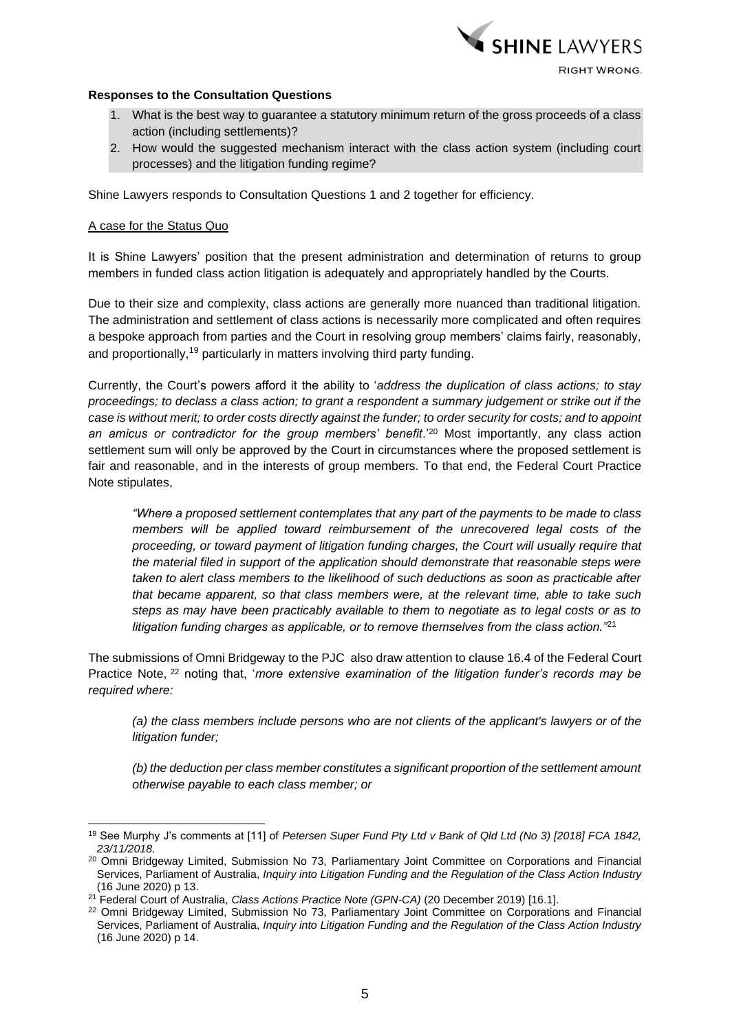**Responses to the Consultation Questions**

1. What is the best way to guarantee a statutory minimum return of the gross proceeds of a class action (including settlements)?
2. How would the suggested mechanism interact with the class action system (including court processes) and the litigation funding regime?

Shine Lawyers responds to Consultation Questions 1 and 2 together for efficiency.

<u>A case for the Status Quo</u>

It is Shine Lawyers' position that the present administration and determination of returns to group members in funded class action litigation is adequately and appropriately handled by the Courts.

Due to their size and complexity, class actions are generally more nuanced than traditional litigation. The administration and settlement of class actions is necessarily more complicated and often requires a bespoke approach from parties and the Court in resolving group members' claims fairly, reasonably, and proportionally,[19] particularly in matters involving third party funding.

Currently, the Court's powers afford it the ability to '*address the duplication of class actions; to stay proceedings; to declass a class action; to grant a respondent a summary judgement or strike out if the case is without merit; to order costs directly against the funder; to order security for costs; and to appoint an amicus or contradictor for the group members' benefit*.'[20] Most importantly, any class action settlement sum will only be approved by the Court in circumstances where the proposed settlement is fair and reasonable, and in the interests of group members. To that end, the Federal Court Practice Note stipulates,

> *"Where a proposed settlement contemplates that any part of the payments to be made to class members will be applied toward reimbursement of the unrecovered legal costs of the proceeding, or toward payment of litigation funding charges, the Court will usually require that the material filed in support of the application should demonstrate that reasonable steps were taken to alert class members to the likelihood of such deductions as soon as practicable after that became apparent, so that class members were, at the relevant time, able to take such steps as may have been practicably available to them to negotiate as to legal costs or as to litigation funding charges as applicable, or to remove themselves from the class action."*[21]

The submissions of Omni Bridgeway to the PJC also draw attention to clause 16.4 of the Federal Court Practice Note, [22] noting that, '*more extensive examination of the litigation funder's records may be required where:*

> *(a) the class members include persons who are not clients of the applicant's lawyers or of the litigation funder;*
>
> *(b) the deduction per class member constitutes a significant proportion of the settlement amount otherwise payable to each class member; or*

---

[19] See Murphy J's comments at [11] of *Petersen Super Fund Pty Ltd v Bank of Qld Ltd (No 3) [2018] FCA 1842, 23/11/2018.*

[20] Omni Bridgeway Limited, Submission No 73, Parliamentary Joint Committee on Corporations and Financial Services, Parliament of Australia, *Inquiry into Litigation Funding and the Regulation of the Class Action Industry* (16 June 2020) p 13.

[21] Federal Court of Australia, *Class Actions Practice Note (GPN-CA)* (20 December 2019) [16.1].

[22] Omni Bridgeway Limited, Submission No 73, Parliamentary Joint Committee on Corporations and Financial Services, Parliament of Australia, *Inquiry into Litigation Funding and the Regulation of the Class Action Industry* (16 June 2020) p 14.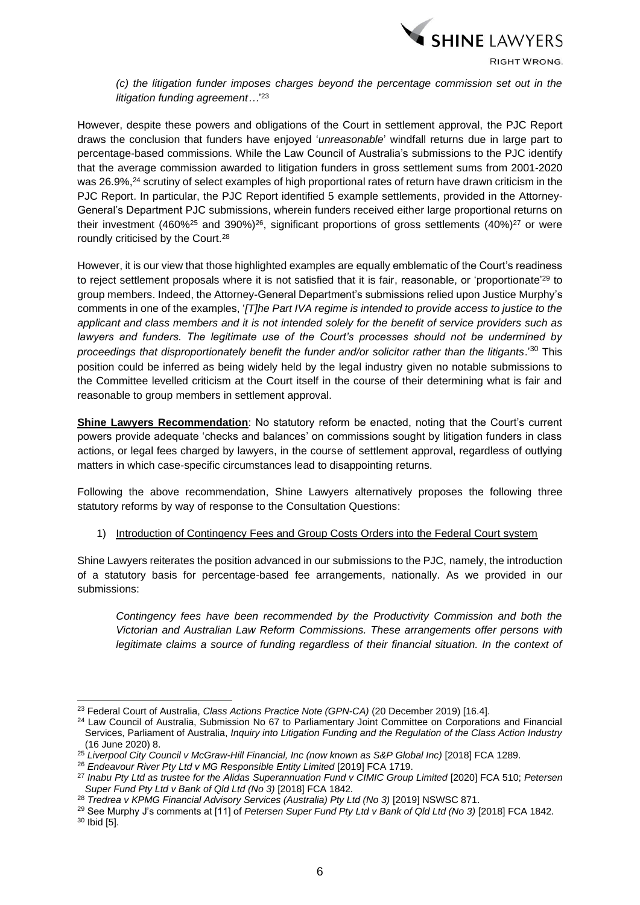*(c) the litigation funder imposes charges beyond the percentage commission set out in the litigation funding agreement…*'[23]

However, despite these powers and obligations of the Court in settlement approval, the PJC Report draws the conclusion that funders have enjoyed '*unreasonable*' windfall returns due in large part to percentage-based commissions. While the Law Council of Australia's submissions to the PJC identify that the average commission awarded to litigation funders in gross settlement sums from 2001-2020 was 26.9%,[24] scrutiny of select examples of high proportional rates of return have drawn criticism in the PJC Report. In particular, the PJC Report identified 5 example settlements, provided in the Attorney-General's Department PJC submissions, wherein funders received either large proportional returns on their investment (460%[25] and 390%)[26], significant proportions of gross settlements (40%)[27] or were roundly criticised by the Court.[28]

However, it is our view that those highlighted examples are equally emblematic of the Court's readiness to reject settlement proposals where it is not satisfied that it is fair, reasonable, or 'proportionate'[29] to group members. Indeed, the Attorney-General Department's submissions relied upon Justice Murphy's comments in one of the examples, '*[T]he Part IVA regime is intended to provide access to justice to the applicant and class members and it is not intended solely for the benefit of service providers such as lawyers and funders. The legitimate use of the Court's processes should not be undermined by proceedings that disproportionately benefit the funder and/or solicitor rather than the litigants*.'[30] This position could be inferred as being widely held by the legal industry given no notable submissions to the Committee levelled criticism at the Court itself in the course of their determining what is fair and reasonable to group members in settlement approval.

**Shine Lawyers Recommendation**: No statutory reform be enacted, noting that the Court's current powers provide adequate 'checks and balances' on commissions sought by litigation funders in class actions, or legal fees charged by lawyers, in the course of settlement approval, regardless of outlying matters in which case-specific circumstances lead to disappointing returns.

Following the above recommendation, Shine Lawyers alternatively proposes the following three statutory reforms by way of response to the Consultation Questions:

1) Introduction of Contingency Fees and Group Costs Orders into the Federal Court system

Shine Lawyers reiterates the position advanced in our submissions to the PJC, namely, the introduction of a statutory basis for percentage-based fee arrangements, nationally. As we provided in our submissions:

> *Contingency fees have been recommended by the Productivity Commission and both the Victorian and Australian Law Reform Commissions. These arrangements offer persons with legitimate claims a source of funding regardless of their financial situation. In the context of*

---

[23] Federal Court of Australia, *Class Actions Practice Note (GPN-CA)* (20 December 2019) [16.4].

[24] Law Council of Australia, Submission No 67 to Parliamentary Joint Committee on Corporations and Financial Services, Parliament of Australia, *Inquiry into Litigation Funding and the Regulation of the Class Action Industry* (16 June 2020) 8.

[25] *Liverpool City Council v McGraw-Hill Financial, Inc (now known as S&P Global Inc)* [2018] FCA 1289.

[26] *Endeavour River Pty Ltd v MG Responsible Entity Limited* [2019] FCA 1719.

[27] *Inabu Pty Ltd as trustee for the Alidas Superannuation Fund v CIMIC Group Limited* [2020] FCA 510; *Petersen Super Fund Pty Ltd v Bank of Qld Ltd (No 3)* [2018] FCA 1842.

[28] *Tredrea v KPMG Financial Advisory Services (Australia) Pty Ltd (No 3)* [2019] NSWSC 871.

[29] See Murphy J's comments at [11] of *Petersen Super Fund Pty Ltd v Bank of Qld Ltd (No 3)* [2018] FCA 1842.

[30] Ibid [5].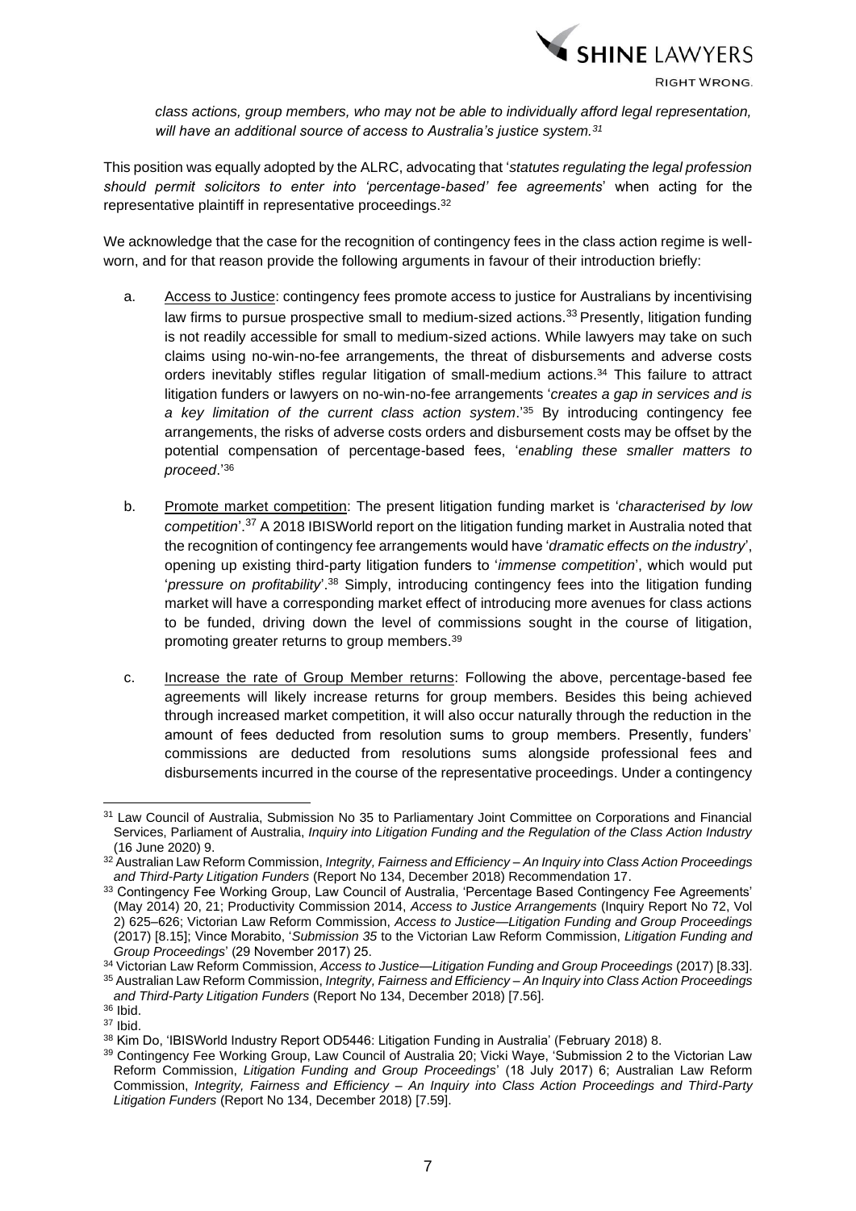*class actions, group members, who may not be able to individually afford legal representation, will have an additional source of access to Australia's justice system.*[31]

This position was equally adopted by the ALRC, advocating that '*statutes regulating the legal profession should permit solicitors to enter into 'percentage-based' fee agreements*' when acting for the representative plaintiff in representative proceedings.[32]

We acknowledge that the case for the recognition of contingency fees in the class action regime is well-worn, and for that reason provide the following arguments in favour of their introduction briefly:

a. Access to Justice: contingency fees promote access to justice for Australians by incentivising law firms to pursue prospective small to medium-sized actions.[33] Presently, litigation funding is not readily accessible for small to medium-sized actions. While lawyers may take on such claims using no-win-no-fee arrangements, the threat of disbursements and adverse costs orders inevitably stifles regular litigation of small-medium actions.[34] This failure to attract litigation funders or lawyers on no-win-no-fee arrangements '*creates a gap in services and is a key limitation of the current class action system*.'[35] By introducing contingency fee arrangements, the risks of adverse costs orders and disbursement costs may be offset by the potential compensation of percentage-based fees, '*enabling these smaller matters to proceed*.'[36]

b. Promote market competition: The present litigation funding market is '*characterised by low competition*'.[37] A 2018 IBISWorld report on the litigation funding market in Australia noted that the recognition of contingency fee arrangements would have '*dramatic effects on the industry*', opening up existing third-party litigation funders to '*immense competition*', which would put '*pressure on profitability*'.[38] Simply, introducing contingency fees into the litigation funding market will have a corresponding market effect of introducing more avenues for class actions to be funded, driving down the level of commissions sought in the course of litigation, promoting greater returns to group members.[39]

c. Increase the rate of Group Member returns: Following the above, percentage-based fee agreements will likely increase returns for group members. Besides this being achieved through increased market competition, it will also occur naturally through the reduction in the amount of fees deducted from resolution sums to group members. Presently, funders' commissions are deducted from resolutions sums alongside professional fees and disbursements incurred in the course of the representative proceedings. Under a contingency

---

[31] Law Council of Australia, Submission No 35 to Parliamentary Joint Committee on Corporations and Financial Services, Parliament of Australia, *Inquiry into Litigation Funding and the Regulation of the Class Action Industry* (16 June 2020) 9.

[32] Australian Law Reform Commission, *Integrity, Fairness and Efficiency – An Inquiry into Class Action Proceedings and Third-Party Litigation Funders* (Report No 134, December 2018) Recommendation 17.

[33] Contingency Fee Working Group, Law Council of Australia, 'Percentage Based Contingency Fee Agreements' (May 2014) 20, 21; Productivity Commission 2014, *Access to Justice Arrangements* (Inquiry Report No 72, Vol 2) 625–626; Victorian Law Reform Commission, *Access to Justice—Litigation Funding and Group Proceedings* (2017) [8.15]; Vince Morabito, '*Submission 35* to the Victorian Law Reform Commission, *Litigation Funding and Group Proceedings*' (29 November 2017) 25.

[34] Victorian Law Reform Commission, *Access to Justice—Litigation Funding and Group Proceedings* (2017) [8.33].

[35] Australian Law Reform Commission, *Integrity, Fairness and Efficiency – An Inquiry into Class Action Proceedings and Third-Party Litigation Funders* (Report No 134, December 2018) [7.56].

[36] Ibid.

[37] Ibid.

[38] Kim Do, 'IBISWorld Industry Report OD5446: Litigation Funding in Australia' (February 2018) 8.

[39] Contingency Fee Working Group, Law Council of Australia 20; Vicki Waye, 'Submission 2 to the Victorian Law Reform Commission, *Litigation Funding and Group Proceedings*' (18 July 2017) 6; Australian Law Reform Commission, *Integrity, Fairness and Efficiency – An Inquiry into Class Action Proceedings and Third-Party Litigation Funders* (Report No 134, December 2018) [7.59].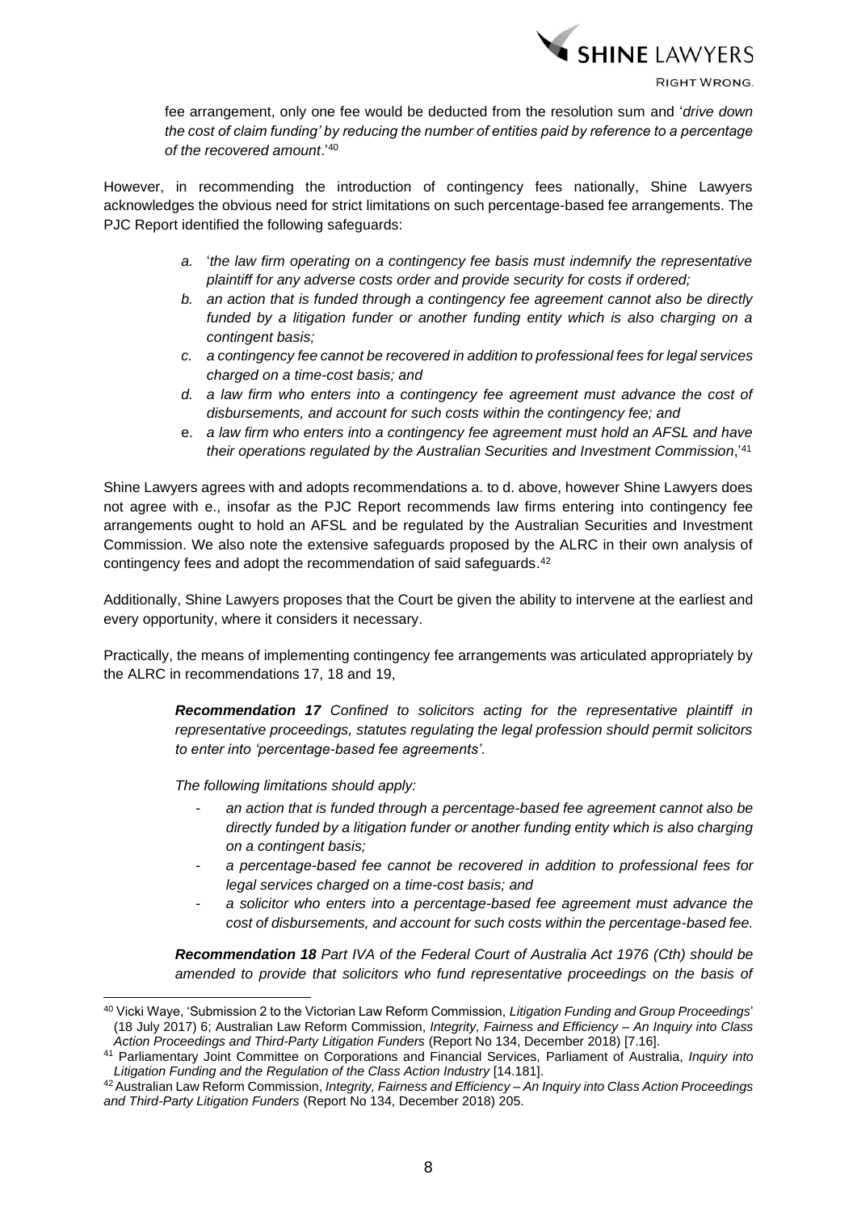fee arrangement, only one fee would be deducted from the resolution sum and '*drive down the cost of claim funding'* by reducing the number of entities paid by reference to a percentage *of the recovered amount*.'[40]

However, in recommending the introduction of contingency fees nationally, Shine Lawyers acknowledges the obvious need for strict limitations on such percentage-based fee arrangements. The PJC Report identified the following safeguards:

> *a.* '*the law firm operating on a contingency fee basis must indemnify the representative plaintiff for any adverse costs order and provide security for costs if ordered;*
>
> *b. an action that is funded through a contingency fee agreement cannot also be directly funded by a litigation funder or another funding entity which is also charging on a contingent basis;*
>
> *c. a contingency fee cannot be recovered in addition to professional fees for legal services charged on a time-cost basis; and*
>
> *d. a law firm who enters into a contingency fee agreement must advance the cost of disbursements, and account for such costs within the contingency fee; and*
>
> e. *a law firm who enters into a contingency fee agreement must hold an AFSL and have their operations regulated by the Australian Securities and Investment Commission*,'[41]

Shine Lawyers agrees with and adopts recommendations a. to d. above, however Shine Lawyers does not agree with e., insofar as the PJC Report recommends law firms entering into contingency fee arrangements ought to hold an AFSL and be regulated by the Australian Securities and Investment Commission. We also note the extensive safeguards proposed by the ALRC in their own analysis of contingency fees and adopt the recommendation of said safeguards.[42]

Additionally, Shine Lawyers proposes that the Court be given the ability to intervene at the earliest and every opportunity, where it considers it necessary.

Practically, the means of implementing contingency fee arrangements was articulated appropriately by the ALRC in recommendations 17, 18 and 19,

> ***Recommendation 17*** *Confined to solicitors acting for the representative plaintiff in representative proceedings, statutes regulating the legal profession should permit solicitors to enter into 'percentage-based fee agreements'.*
>
> *The following limitations should apply:*
>
> - *an action that is funded through a percentage-based fee agreement cannot also be directly funded by a litigation funder or another funding entity which is also charging on a contingent basis;*
> - *a percentage-based fee cannot be recovered in addition to professional fees for legal services charged on a time-cost basis; and*
> - *a solicitor who enters into a percentage-based fee agreement must advance the cost of disbursements, and account for such costs within the percentage-based fee.*
>
> ***Recommendation 18*** *Part IVA of the Federal Court of Australia Act 1976 (Cth) should be amended to provide that solicitors who fund representative proceedings on the basis of*

---

[40] Vicki Waye, 'Submission 2 to the Victorian Law Reform Commission, *Litigation Funding and Group Proceedings*' (18 July 2017) 6; Australian Law Reform Commission, *Integrity, Fairness and Efficiency – An Inquiry into Class Action Proceedings and Third-Party Litigation Funders* (Report No 134, December 2018) [7.16].

[41] Parliamentary Joint Committee on Corporations and Financial Services, Parliament of Australia, *Inquiry into Litigation Funding and the Regulation of the Class Action Industry* [14.181].

[42] Australian Law Reform Commission, *Integrity, Fairness and Efficiency – An Inquiry into Class Action Proceedings and Third-Party Litigation Funders* (Report No 134, December 2018) 205.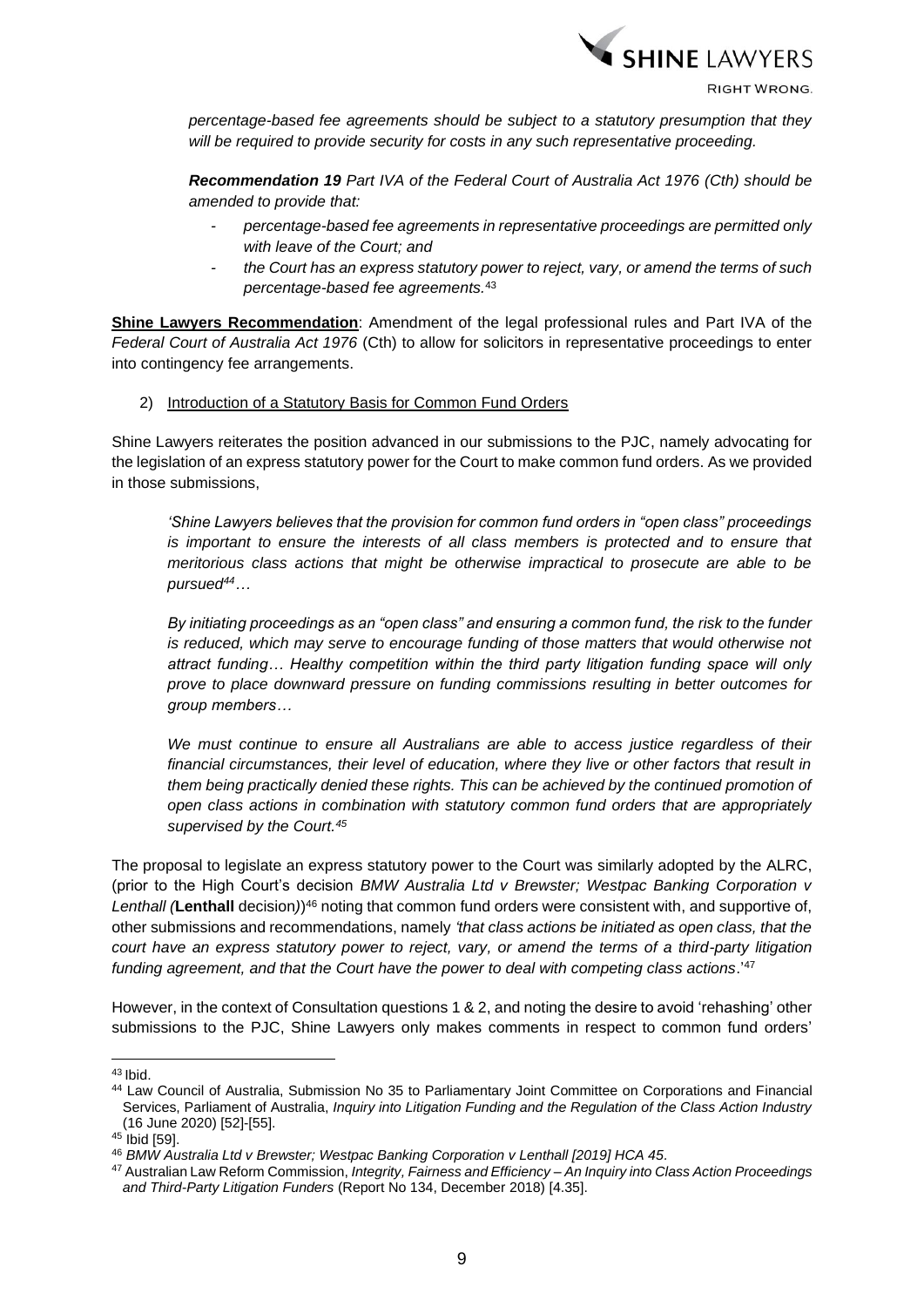*percentage-based fee agreements should be subject to a statutory presumption that they will be required to provide security for costs in any such representative proceeding.*

***Recommendation 19*** *Part IVA of the Federal Court of Australia Act 1976 (Cth) should be amended to provide that:*

- *percentage-based fee agreements in representative proceedings are permitted only with leave of the Court; and*
- *the Court has an express statutory power to reject, vary, or amend the terms of such percentage-based fee agreements.*[43]

**Shine Lawyers Recommendation**: Amendment of the legal professional rules and Part IVA of the *Federal Court of Australia Act 1976* (Cth) to allow for solicitors in representative proceedings to enter into contingency fee arrangements.

2) Introduction of a Statutory Basis for Common Fund Orders

Shine Lawyers reiterates the position advanced in our submissions to the PJC, namely advocating for the legislation of an express statutory power for the Court to make common fund orders. As we provided in those submissions,

> *'Shine Lawyers believes that the provision for common fund orders in "open class" proceedings is important to ensure the interests of all class members is protected and to ensure that meritorious class actions that might be otherwise impractical to prosecute are able to be pursued*[44]*…*
>
> *By initiating proceedings as an "open class" and ensuring a common fund, the risk to the funder is reduced, which may serve to encourage funding of those matters that would otherwise not attract funding… Healthy competition within the third party litigation funding space will only prove to place downward pressure on funding commissions resulting in better outcomes for group members…*
>
> *We must continue to ensure all Australians are able to access justice regardless of their financial circumstances, their level of education, where they live or other factors that result in them being practically denied these rights. This can be achieved by the continued promotion of open class actions in combination with statutory common fund orders that are appropriately supervised by the Court.*[45]

The proposal to legislate an express statutory power to the Court was similarly adopted by the ALRC, (prior to the High Court's decision *BMW Australia Ltd v Brewster; Westpac Banking Corporation v Lenthall (***Lenthall** decision))[46] noting that common fund orders were consistent with, and supportive of, other submissions and recommendations, namely *'that class actions be initiated as open class, that the court have an express statutory power to reject, vary, or amend the terms of a third-party litigation funding agreement, and that the Court have the power to deal with competing class actions*.'[47]

However, in the context of Consultation questions 1 & 2, and noting the desire to avoid 'rehashing' other submissions to the PJC, Shine Lawyers only makes comments in respect to common fund orders'

---

[43] Ibid.

[44] Law Council of Australia, Submission No 35 to Parliamentary Joint Committee on Corporations and Financial Services, Parliament of Australia, *Inquiry into Litigation Funding and the Regulation of the Class Action Industry* (16 June 2020) [52]-[55].

[45] Ibid [59].

[46] *BMW Australia Ltd v Brewster; Westpac Banking Corporation v Lenthall [2019] HCA 45*.

[47] Australian Law Reform Commission, *Integrity, Fairness and Efficiency – An Inquiry into Class Action Proceedings and Third-Party Litigation Funders* (Report No 134, December 2018) [4.35].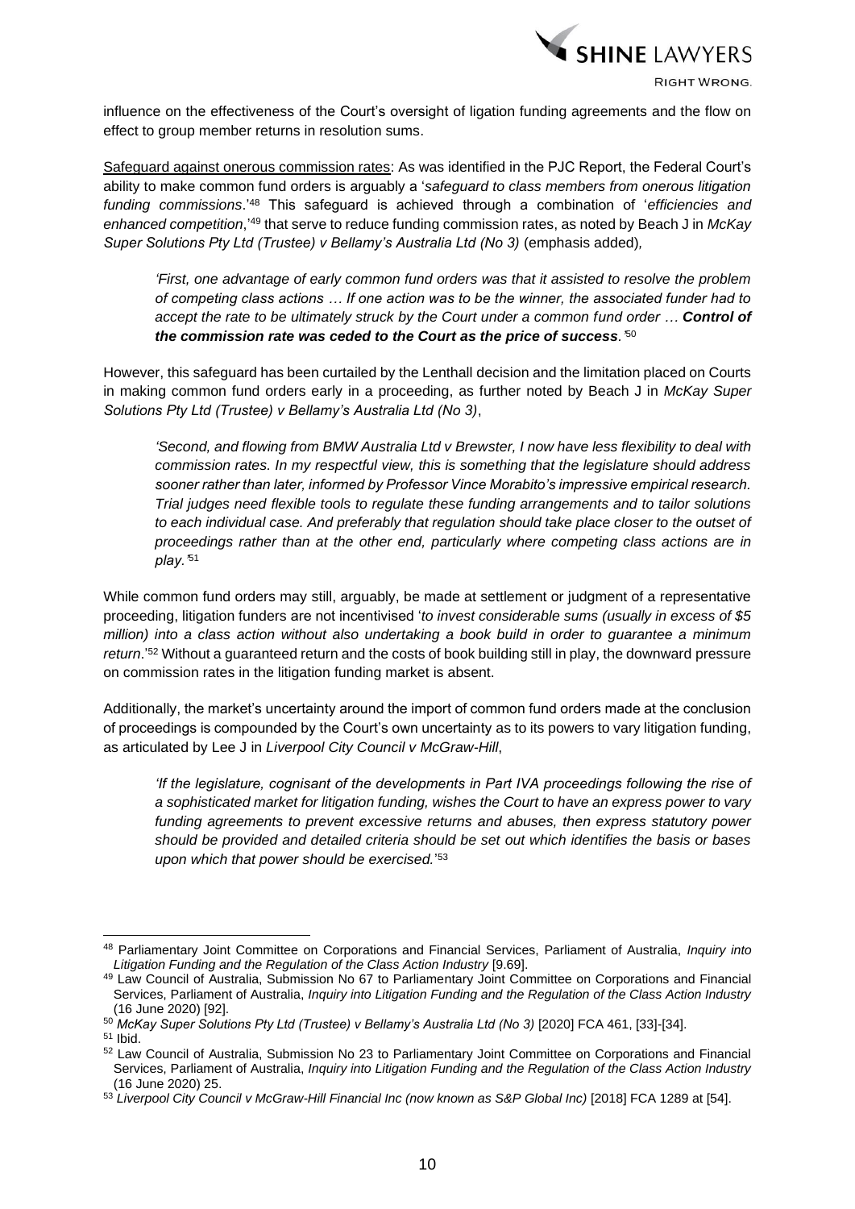influence on the effectiveness of the Court's oversight of ligation funding agreements and the flow on effect to group member returns in resolution sums.

Safeguard against onerous commission rates: As was identified in the PJC Report, the Federal Court's ability to make common fund orders is arguably a '*safeguard to class members from onerous litigation funding commissions*.'[48] This safeguard is achieved through a combination of '*efficiencies and enhanced competition*,'[49] that serve to reduce funding commission rates, as noted by Beach J in *McKay Super Solutions Pty Ltd (Trustee) v Bellamy's Australia Ltd (No 3)* (emphasis added),

> *'First, one advantage of early common fund orders was that it assisted to resolve the problem of competing class actions … If one action was to be the winner, the associated funder had to accept the rate to be ultimately struck by the Court under a common fund order …* ***Control of the commission rate was ceded to the Court as the price of success****.'*[50]

However, this safeguard has been curtailed by the Lenthall decision and the limitation placed on Courts in making common fund orders early in a proceeding, as further noted by Beach J in *McKay Super Solutions Pty Ltd (Trustee) v Bellamy's Australia Ltd (No 3)*,

> *'Second, and flowing from BMW Australia Ltd v Brewster, I now have less flexibility to deal with commission rates. In my respectful view, this is something that the legislature should address sooner rather than later, informed by Professor Vince Morabito's impressive empirical research. Trial judges need flexible tools to regulate these funding arrangements and to tailor solutions to each individual case. And preferably that regulation should take place closer to the outset of proceedings rather than at the other end, particularly where competing class actions are in play.'*[51]

While common fund orders may still, arguably, be made at settlement or judgment of a representative proceeding, litigation funders are not incentivised '*to invest considerable sums (usually in excess of $5 million) into a class action without also undertaking a book build in order to guarantee a minimum return*.'[52] Without a guaranteed return and the costs of book building still in play, the downward pressure on commission rates in the litigation funding market is absent.

Additionally, the market's uncertainty around the import of common fund orders made at the conclusion of proceedings is compounded by the Court's own uncertainty as to its powers to vary litigation funding, as articulated by Lee J in *Liverpool City Council v McGraw-Hill*,

> *'If the legislature, cognisant of the developments in Part IVA proceedings following the rise of a sophisticated market for litigation funding, wishes the Court to have an express power to vary funding agreements to prevent excessive returns and abuses, then express statutory power should be provided and detailed criteria should be set out which identifies the basis or bases upon which that power should be exercised.'*[53]

---

[48] Parliamentary Joint Committee on Corporations and Financial Services, Parliament of Australia, *Inquiry into Litigation Funding and the Regulation of the Class Action Industry* [9.69].

[49] Law Council of Australia, Submission No 67 to Parliamentary Joint Committee on Corporations and Financial Services, Parliament of Australia, *Inquiry into Litigation Funding and the Regulation of the Class Action Industry* (16 June 2020) [92].

[50] *McKay Super Solutions Pty Ltd (Trustee) v Bellamy's Australia Ltd (No 3)* [2020] FCA 461, [33]-[34].

[51] Ibid.

[52] Law Council of Australia, Submission No 23 to Parliamentary Joint Committee on Corporations and Financial Services, Parliament of Australia, *Inquiry into Litigation Funding and the Regulation of the Class Action Industry* (16 June 2020) 25.

[53] *Liverpool City Council v McGraw-Hill Financial Inc (now known as S&P Global Inc)* [2018] FCA 1289 at [54].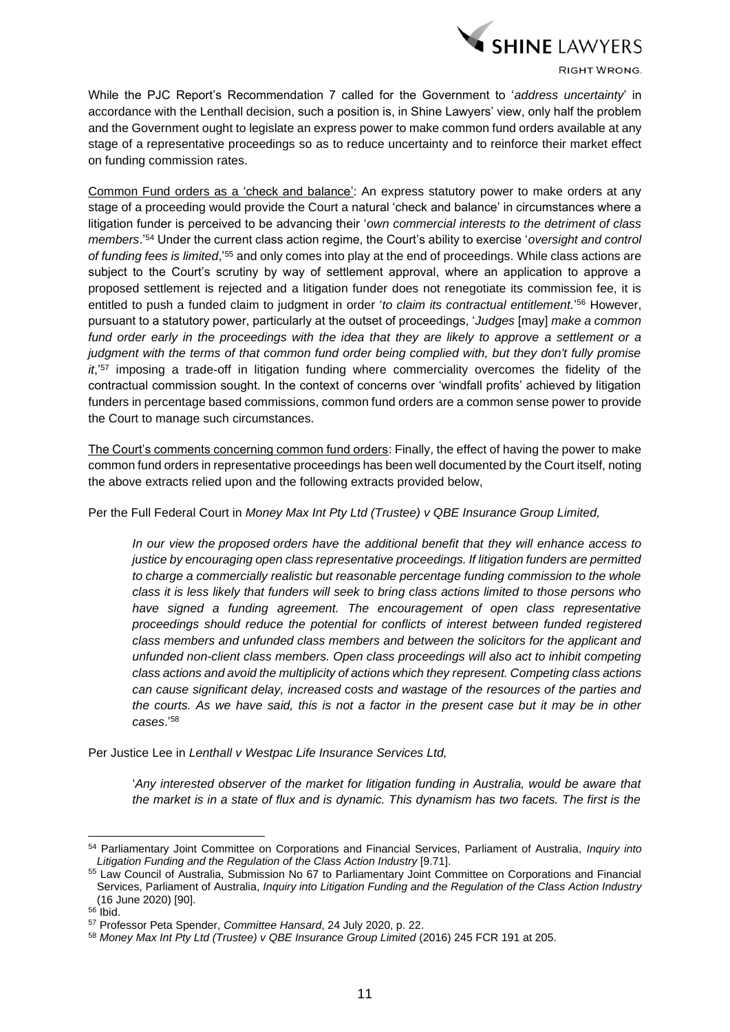While the PJC Report's Recommendation 7 called for the Government to '*address uncertainty*' in accordance with the Lenthall decision, such a position is, in Shine Lawyers' view, only half the problem and the Government ought to legislate an express power to make common fund orders available at any stage of a representative proceedings so as to reduce uncertainty and to reinforce their market effect on funding commission rates.

<u>Common Fund orders as a 'check and balance'</u>: An express statutory power to make orders at any stage of a proceeding would provide the Court a natural 'check and balance' in circumstances where a litigation funder is perceived to be advancing their '*own commercial interests to the detriment of class members*.'[54] Under the current class action regime, the Court's ability to exercise '*oversight and control of funding fees is limited*,'[55] and only comes into play at the end of proceedings. While class actions are subject to the Court's scrutiny by way of settlement approval, where an application to approve a proposed settlement is rejected and a litigation funder does not renegotiate its commission fee, it is entitled to push a funded claim to judgment in order '*to claim its contractual entitlement*.'[56] However, pursuant to a statutory power, particularly at the outset of proceedings, '*Judges* [may] *make a common fund order early in the proceedings with the idea that they are likely to approve a settlement or a judgment with the terms of that common fund order being complied with, but they don't fully promise it*,'[57] imposing a trade-off in litigation funding where commerciality overcomes the fidelity of the contractual commission sought. In the context of concerns over 'windfall profits' achieved by litigation funders in percentage based commissions, common fund orders are a common sense power to provide the Court to manage such circumstances.

<u>The Court's comments concerning common fund orders</u>: Finally, the effect of having the power to make common fund orders in representative proceedings has been well documented by the Court itself, noting the above extracts relied upon and the following extracts provided below,

Per the Full Federal Court in *Money Max Int Pty Ltd (Trustee) v QBE Insurance Group Limited,*

> *In our view the proposed orders have the additional benefit that they will enhance access to justice by encouraging open class representative proceedings. If litigation funders are permitted to charge a commercially realistic but reasonable percentage funding commission to the whole class it is less likely that funders will seek to bring class actions limited to those persons who have signed a funding agreement. The encouragement of open class representative proceedings should reduce the potential for conflicts of interest between funded registered class members and unfunded class members and between the solicitors for the applicant and unfunded non-client class members. Open class proceedings will also act to inhibit competing class actions and avoid the multiplicity of actions which they represent. Competing class actions can cause significant delay, increased costs and wastage of the resources of the parties and the courts. As we have said, this is not a factor in the present case but it may be in other cases*.'[58]

Per Justice Lee in *Lenthall v Westpac Life Insurance Services Ltd,*

> '*Any interested observer of the market for litigation funding in Australia, would be aware that the market is in a state of flux and is dynamic. This dynamism has two facets. The first is the*

---

[54] Parliamentary Joint Committee on Corporations and Financial Services, Parliament of Australia, *Inquiry into Litigation Funding and the Regulation of the Class Action Industry* [9.71].

[55] Law Council of Australia, Submission No 67 to Parliamentary Joint Committee on Corporations and Financial Services, Parliament of Australia, *Inquiry into Litigation Funding and the Regulation of the Class Action Industry* (16 June 2020) [90].

[56] Ibid.

[57] Professor Peta Spender, *Committee Hansard*, 24 July 2020, p. 22.

[58] *Money Max Int Pty Ltd (Trustee) v QBE Insurance Group Limited* (2016) 245 FCR 191 at 205.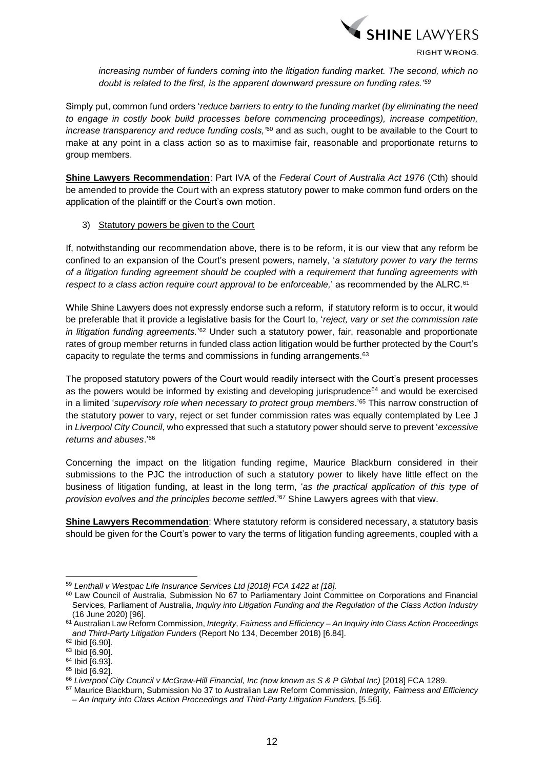*increasing number of funders coming into the litigation funding market. The second, which no doubt is related to the first, is the apparent downward pressure on funding rates.'*[59]

Simply put, common fund orders '*reduce barriers to entry to the funding market (by eliminating the need to engage in costly book build processes before commencing proceedings), increase competition, increase transparency and reduce funding costs,'*[60] and as such, ought to be available to the Court to make at any point in a class action so as to maximise fair, reasonable and proportionate returns to group members.

**Shine Lawyers Recommendation**: Part IVA of the *Federal Court of Australia Act 1976* (Cth) should be amended to provide the Court with an express statutory power to make common fund orders on the application of the plaintiff or the Court's own motion.

3) Statutory powers be given to the Court

If, notwithstanding our recommendation above, there is to be reform, it is our view that any reform be confined to an expansion of the Court's present powers, namely, '*a statutory power to vary the terms of a litigation funding agreement should be coupled with a requirement that funding agreements with respect to a class action require court approval to be enforceable,*' as recommended by the ALRC.[61]

While Shine Lawyers does not expressly endorse such a reform, if statutory reform is to occur, it would be preferable that it provide a legislative basis for the Court to, '*reject, vary or set the commission rate in litigation funding agreements.*'[62] Under such a statutory power, fair, reasonable and proportionate rates of group member returns in funded class action litigation would be further protected by the Court's capacity to regulate the terms and commissions in funding arrangements.[63]

The proposed statutory powers of the Court would readily intersect with the Court's present processes as the powers would be informed by existing and developing jurisprudence[64] and would be exercised in a limited '*supervisory role when necessary to protect group members*.'[65] This narrow construction of the statutory power to vary, reject or set funder commission rates was equally contemplated by Lee J in *Liverpool City Council*, who expressed that such a statutory power should serve to prevent '*excessive returns and abuses*.'[66]

Concerning the impact on the litigation funding regime, Maurice Blackburn considered in their submissions to the PJC the introduction of such a statutory power to likely have little effect on the business of litigation funding, at least in the long term, '*as the practical application of this type of provision evolves and the principles become settled*.'[67] Shine Lawyers agrees with that view.

**Shine Lawyers Recommendation**: Where statutory reform is considered necessary, a statutory basis should be given for the Court's power to vary the terms of litigation funding agreements, coupled with a

---

[59] *Lenthall v Westpac Life Insurance Services Ltd [2018] FCA 1422 at [18].*

[60] Law Council of Australia, Submission No 67 to Parliamentary Joint Committee on Corporations and Financial Services, Parliament of Australia, *Inquiry into Litigation Funding and the Regulation of the Class Action Industry* (16 June 2020) [96].

[61] Australian Law Reform Commission, *Integrity, Fairness and Efficiency – An Inquiry into Class Action Proceedings and Third-Party Litigation Funders* (Report No 134, December 2018) [6.84].

[62] Ibid [6.90].

[63] Ibid [6.90].

[64] Ibid [6.93].

[65] Ibid [6.92].

[66] *Liverpool City Council v McGraw-Hill Financial, Inc (now known as S & P Global Inc)* [2018] FCA 1289.

[67] Maurice Blackburn, Submission No 37 to Australian Law Reform Commission, *Integrity, Fairness and Efficiency – An Inquiry into Class Action Proceedings and Third-Party Litigation Funders,* [5.56].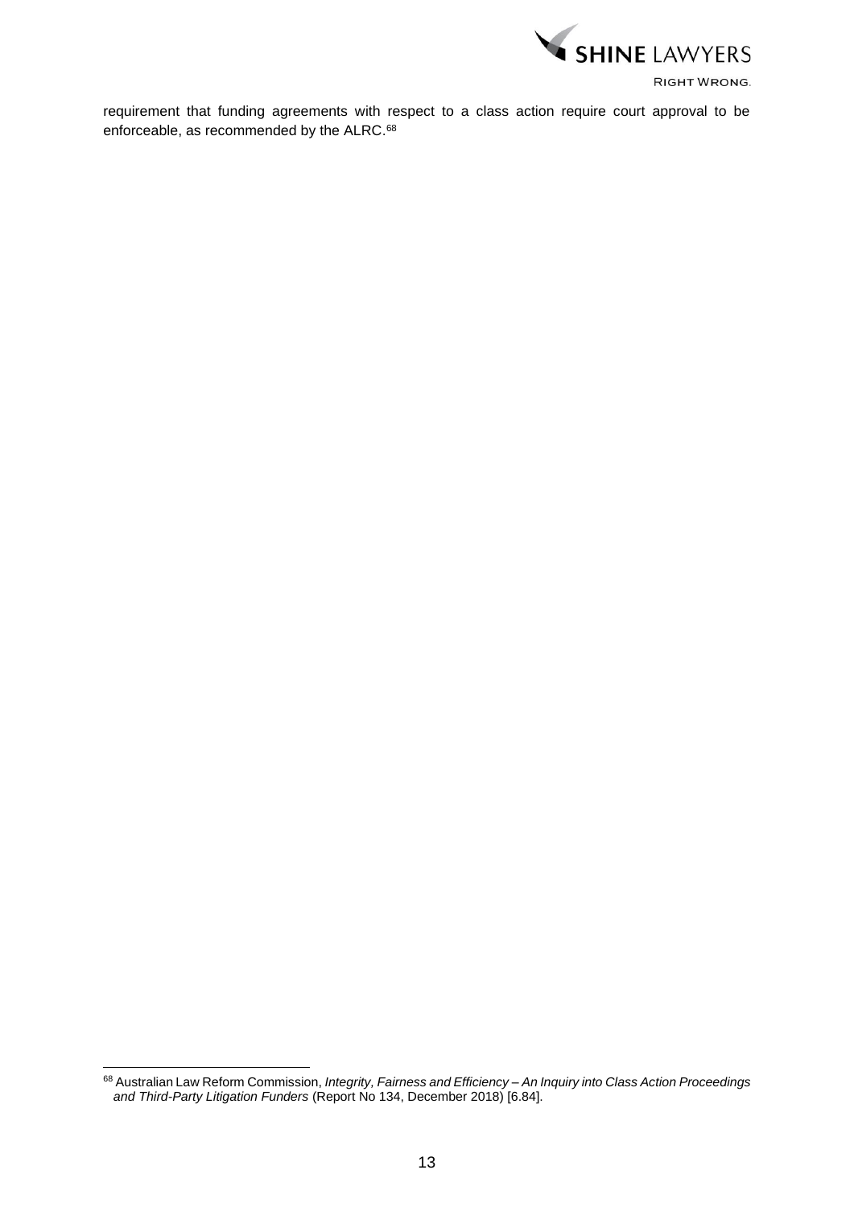requirement that funding agreements with respect to a class action require court approval to be enforceable, as recommended by the ALRC.[68]

---

[68] Australian Law Reform Commission, *Integrity, Fairness and Efficiency – An Inquiry into Class Action Proceedings and Third-Party Litigation Funders* (Report No 134, December 2018) [6.84].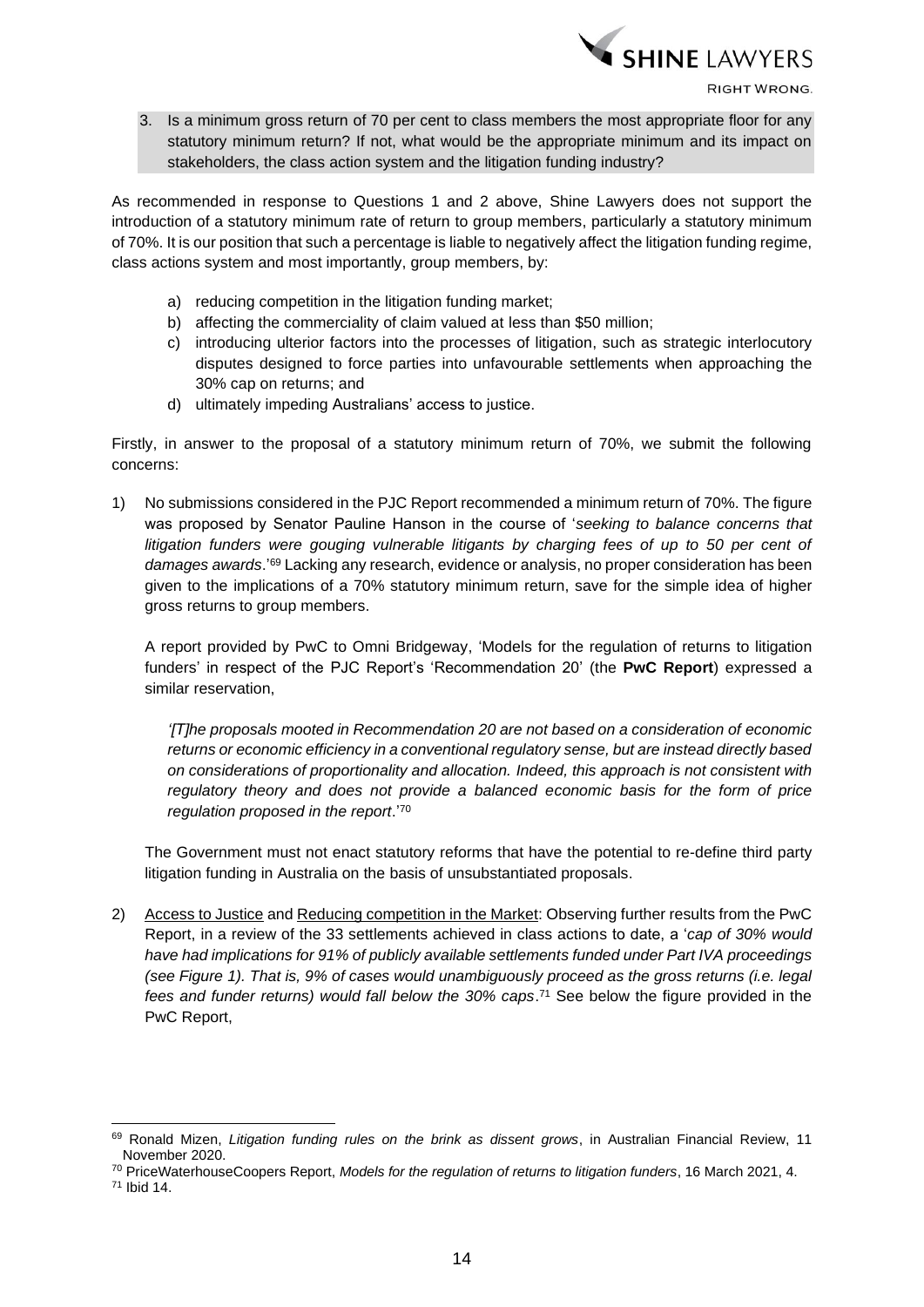3. Is a minimum gross return of 70 per cent to class members the most appropriate floor for any statutory minimum return? If not, what would be the appropriate minimum and its impact on stakeholders, the class action system and the litigation funding industry?

As recommended in response to Questions 1 and 2 above, Shine Lawyers does not support the introduction of a statutory minimum rate of return to group members, particularly a statutory minimum of 70%. It is our position that such a percentage is liable to negatively affect the litigation funding regime, class actions system and most importantly, group members, by:

a) reducing competition in the litigation funding market;
b) affecting the commerciality of claim valued at less than $50 million;
c) introducing ulterior factors into the processes of litigation, such as strategic interlocutory disputes designed to force parties into unfavourable settlements when approaching the 30% cap on returns; and
d) ultimately impeding Australians' access to justice.

Firstly, in answer to the proposal of a statutory minimum return of 70%, we submit the following concerns:

1) No submissions considered in the PJC Report recommended a minimum return of 70%. The figure was proposed by Senator Pauline Hanson in the course of '*seeking to balance concerns that litigation funders were gouging vulnerable litigants by charging fees of up to 50 per cent of damages awards*.'[69] Lacking any research, evidence or analysis, no proper consideration has been given to the implications of a 70% statutory minimum return, save for the simple idea of higher gross returns to group members.

   A report provided by PwC to Omni Bridgeway, 'Models for the regulation of returns to litigation funders' in respect of the PJC Report's 'Recommendation 20' (the **PwC Report**) expressed a similar reservation,

   *'[T]he proposals mooted in Recommendation 20 are not based on a consideration of economic returns or economic efficiency in a conventional regulatory sense, but are instead directly based on considerations of proportionality and allocation. Indeed, this approach is not consistent with regulatory theory and does not provide a balanced economic basis for the form of price regulation proposed in the report*.'[70]

   The Government must not enact statutory reforms that have the potential to re-define third party litigation funding in Australia on the basis of unsubstantiated proposals.

2) Access to Justice and Reducing competition in the Market: Observing further results from the PwC Report, in a review of the 33 settlements achieved in class actions to date, a '*cap of 30% would have had implications for 91% of publicly available settlements funded under Part IVA proceedings (see Figure 1). That is, 9% of cases would unambiguously proceed as the gross returns (i.e. legal fees and funder returns) would fall below the 30% caps*.'[71] See below the figure provided in the PwC Report,

[69] Ronald Mizen, *Litigation funding rules on the brink as dissent grows*, in Australian Financial Review, 11 November 2020.
[70] PriceWaterhouseCoopers Report, *Models for the regulation of returns to litigation funders*, 16 March 2021, 4.
[71] Ibid 14.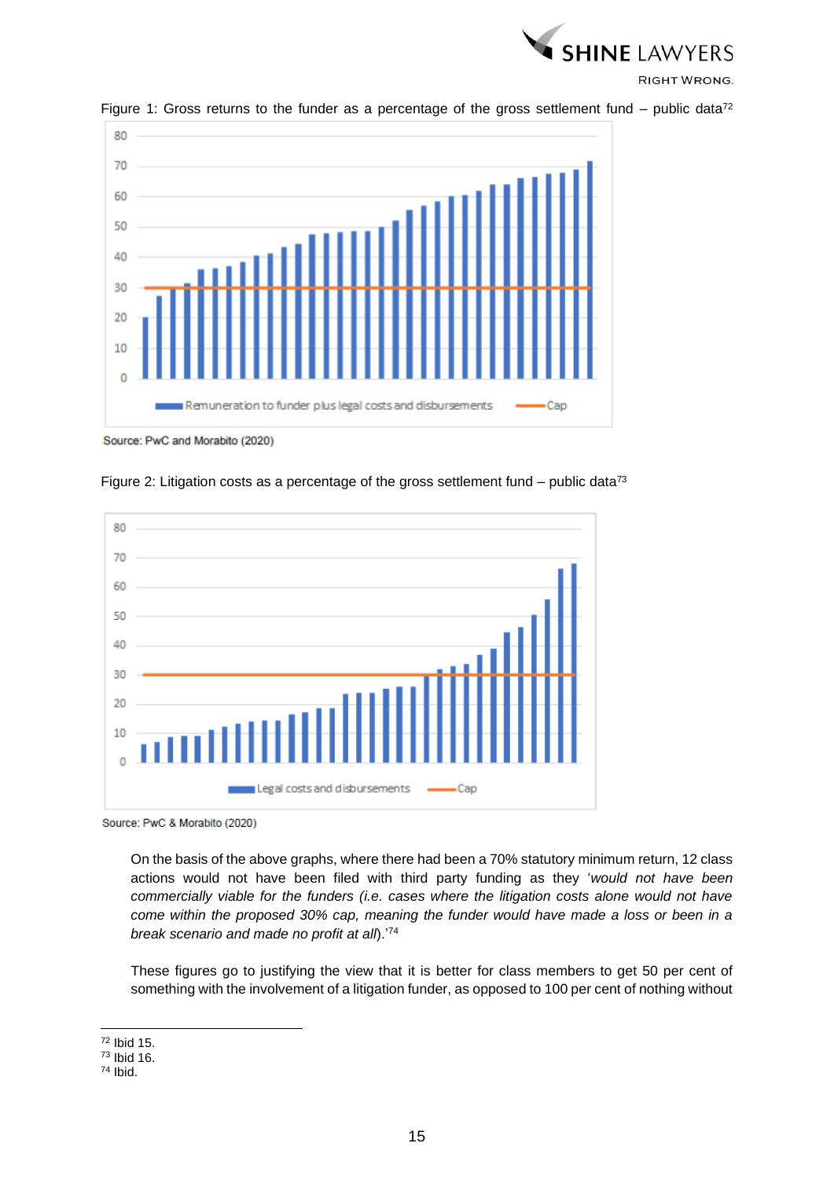Figure 1: Gross returns to the funder as a percentage of the gross settlement fund – public data[72]

Source: PwC and Morabito (2020)

Figure 2: Litigation costs as a percentage of the gross settlement fund – public data[73]

Source: PwC & Morabito (2020)

On the basis of the above graphs, where there had been a 70% statutory minimum return, 12 class actions would not have been filed with third party funding as they '*would not have been commercially viable for the funders (i.e. cases where the litigation costs alone would not have come within the proposed 30% cap, meaning the funder would have made a loss or been in a break scenario and made no profit at all*).'[74]

These figures go to justifying the view that it is better for class members to get 50 per cent of something with the involvement of a litigation funder, as opposed to 100 per cent of nothing without

[72] Ibid 15.
[73] Ibid 16.
[74] Ibid.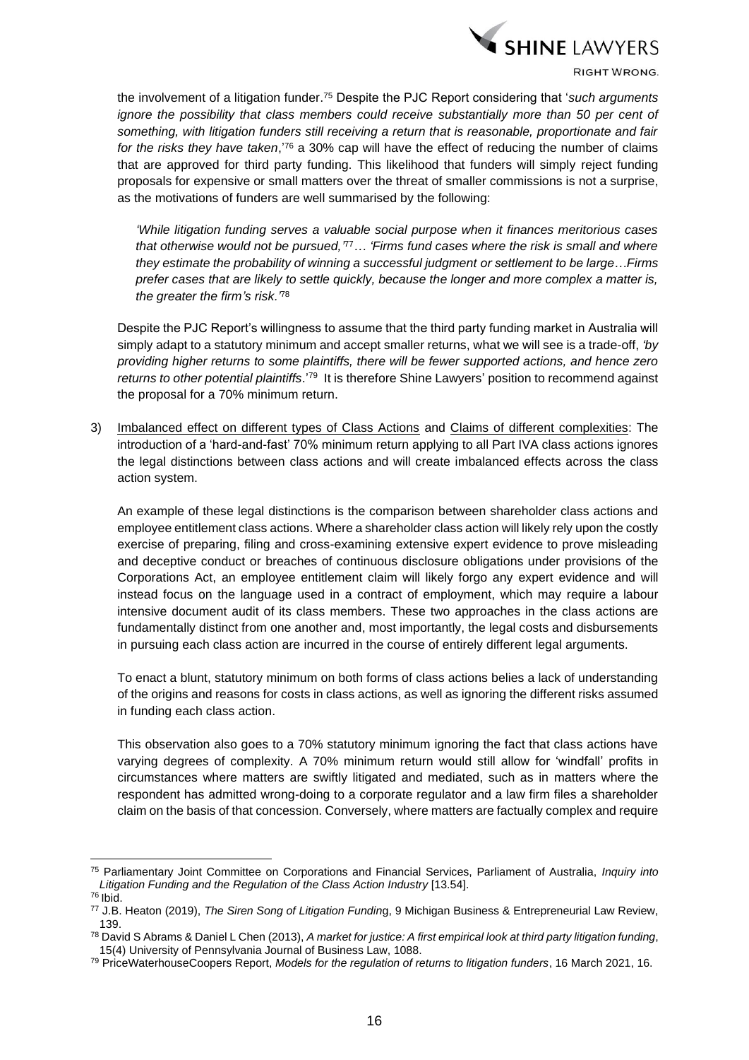the involvement of a litigation funder.[75] Despite the PJC Report considering that '*such arguments ignore the possibility that class members could receive substantially more than 50 per cent of something, with litigation funders still receiving a return that is reasonable, proportionate and fair for the risks they have taken*,'[76] a 30% cap will have the effect of reducing the number of claims that are approved for third party funding. This likelihood that funders will simply reject funding proposals for expensive or small matters over the threat of smaller commissions is not a surprise, as the motivations of funders are well summarised by the following:

> *'While litigation funding serves a valuable social purpose when it finances meritorious cases that otherwise would not be pursued,'*[77]*… 'Firms fund cases where the risk is small and where they estimate the probability of winning a successful judgment or settlement to be large…Firms prefer cases that are likely to settle quickly, because the longer and more complex a matter is, the greater the firm's risk.'*[78]

Despite the PJC Report's willingness to assume that the third party funding market in Australia will simply adapt to a statutory minimum and accept smaller returns, what we will see is a trade-off, *'by providing higher returns to some plaintiffs, there will be fewer supported actions, and hence zero returns to other potential plaintiffs*.'[79] It is therefore Shine Lawyers' position to recommend against the proposal for a 70% minimum return.

3) <u>Imbalanced effect on different types of Class Actions</u> and <u>Claims of different complexities</u>: The introduction of a 'hard-and-fast' 70% minimum return applying to all Part IVA class actions ignores the legal distinctions between class actions and will create imbalanced effects across the class action system.

   An example of these legal distinctions is the comparison between shareholder class actions and employee entitlement class actions. Where a shareholder class action will likely rely upon the costly exercise of preparing, filing and cross-examining extensive expert evidence to prove misleading and deceptive conduct or breaches of continuous disclosure obligations under provisions of the Corporations Act, an employee entitlement claim will likely forgo any expert evidence and will instead focus on the language used in a contract of employment, which may require a labour intensive document audit of its class members. These two approaches in the class actions are fundamentally distinct from one another and, most importantly, the legal costs and disbursements in pursuing each class action are incurred in the course of entirely different legal arguments.

   To enact a blunt, statutory minimum on both forms of class actions belies a lack of understanding of the origins and reasons for costs in class actions, as well as ignoring the different risks assumed in funding each class action.

   This observation also goes to a 70% statutory minimum ignoring the fact that class actions have varying degrees of complexity. A 70% minimum return would still allow for 'windfall' profits in circumstances where matters are swiftly litigated and mediated, such as in matters where the respondent has admitted wrong-doing to a corporate regulator and a law firm files a shareholder claim on the basis of that concession. Conversely, where matters are factually complex and require

---

[75] Parliamentary Joint Committee on Corporations and Financial Services, Parliament of Australia, *Inquiry into Litigation Funding and the Regulation of the Class Action Industry* [13.54].

[76] Ibid.

[77] J.B. Heaton (2019), *The Siren Song of Litigation Funding*, 9 Michigan Business & Entrepreneurial Law Review, 139.

[78] David S Abrams & Daniel L Chen (2013), *A market for justice: A first empirical look at third party litigation funding*, 15(4) University of Pennsylvania Journal of Business Law, 1088.

[79] PriceWaterhouseCoopers Report, *Models for the regulation of returns to litigation funders*, 16 March 2021, 16.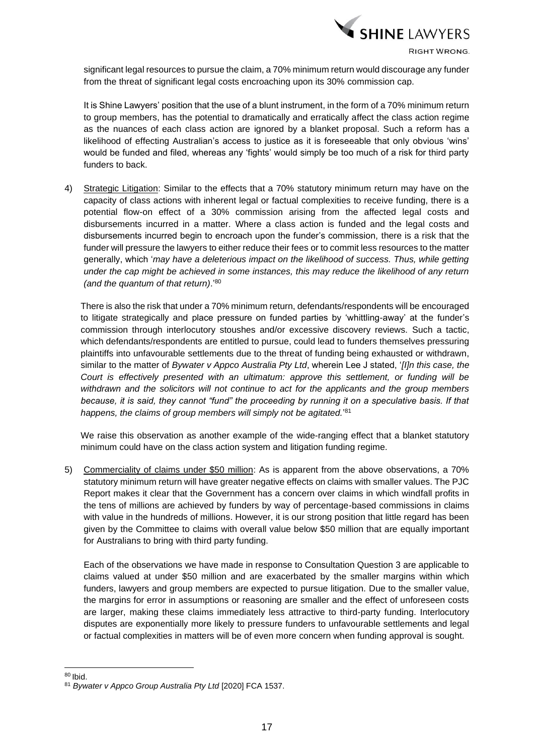significant legal resources to pursue the claim, a 70% minimum return would discourage any funder from the threat of significant legal costs encroaching upon its 30% commission cap.

It is Shine Lawyers' position that the use of a blunt instrument, in the form of a 70% minimum return to group members, has the potential to dramatically and erratically affect the class action regime as the nuances of each class action are ignored by a blanket proposal. Such a reform has a likelihood of effecting Australian's access to justice as it is foreseeable that only obvious 'wins' would be funded and filed, whereas any 'fights' would simply be too much of a risk for third party funders to back.

4) Strategic Litigation: Similar to the effects that a 70% statutory minimum return may have on the capacity of class actions with inherent legal or factual complexities to receive funding, there is a potential flow-on effect of a 30% commission arising from the affected legal costs and disbursements incurred in a matter. Where a class action is funded and the legal costs and disbursements incurred begin to encroach upon the funder's commission, there is a risk that the funder will pressure the lawyers to either reduce their fees or to commit less resources to the matter generally, which '*may have a deleterious impact on the likelihood of success. Thus, while getting under the cap might be achieved in some instances, this may reduce the likelihood of any return (and the quantum of that return)*.'[80]

   There is also the risk that under a 70% minimum return, defendants/respondents will be encouraged to litigate strategically and place pressure on funded parties by 'whittling-away' at the funder's commission through interlocutory stoushes and/or excessive discovery reviews. Such a tactic, which defendants/respondents are entitled to pursue, could lead to funders themselves pressuring plaintiffs into unfavourable settlements due to the threat of funding being exhausted or withdrawn, similar to the matter of *Bywater v Appco Australia Pty Ltd*, wherein Lee J stated, '*[I]n this case, the Court is effectively presented with an ultimatum: approve this settlement, or funding will be withdrawn and the solicitors will not continue to act for the applicants and the group members because, it is said, they cannot "fund" the proceeding by running it on a speculative basis. If that happens, the claims of group members will simply not be agitated.*'[81]

   We raise this observation as another example of the wide-ranging effect that a blanket statutory minimum could have on the class action system and litigation funding regime.

5) Commerciality of claims under $50 million: As is apparent from the above observations, a 70% statutory minimum return will have greater negative effects on claims with smaller values. The PJC Report makes it clear that the Government has a concern over claims in which windfall profits in the tens of millions are achieved by funders by way of percentage-based commissions in claims with value in the hundreds of millions. However, it is our strong position that little regard has been given by the Committee to claims with overall value below $50 million that are equally important for Australians to bring with third party funding.

   Each of the observations we have made in response to Consultation Question 3 are applicable to claims valued at under $50 million and are exacerbated by the smaller margins within which funders, lawyers and group members are expected to pursue litigation. Due to the smaller value, the margins for error in assumptions or reasoning are smaller and the effect of unforeseen costs are larger, making these claims immediately less attractive to third-party funding. Interlocutory disputes are exponentially more likely to pressure funders to unfavourable settlements and legal or factual complexities in matters will be of even more concern when funding approval is sought.

---

[80] Ibid.

[81] *Bywater v Appco Group Australia Pty Ltd* [2020] FCA 1537.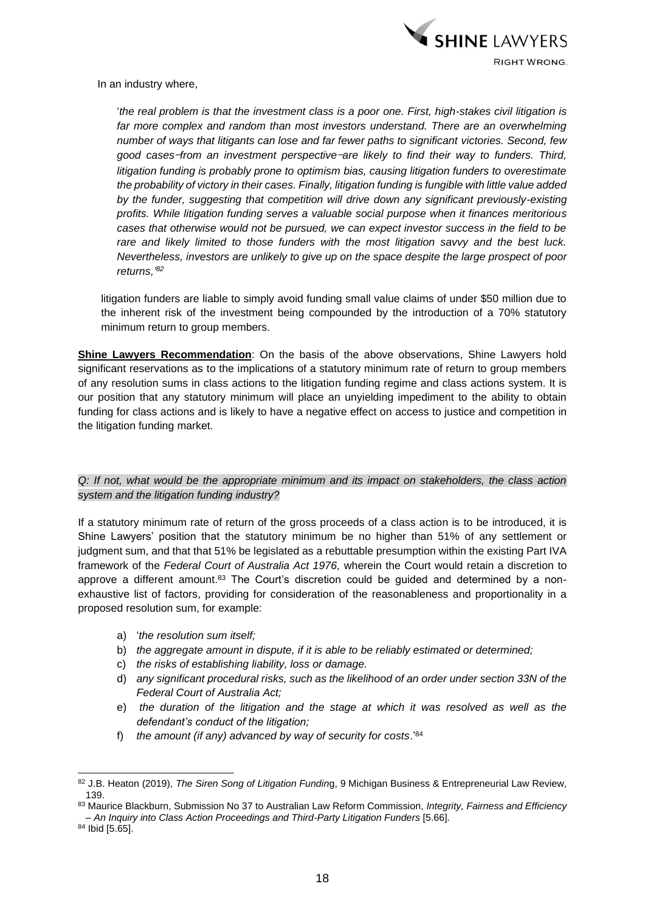In an industry where,

> '*the real problem is that the investment class is a poor one. First, high-stakes civil litigation is far more complex and random than most investors understand. There are an overwhelming number of ways that litigants can lose and far fewer paths to significant victories. Second, few good cases‒from an investment perspective‒are likely to find their way to funders. Third, litigation funding is probably prone to optimism bias, causing litigation funders to overestimate the probability of victory in their cases. Finally, litigation funding is fungible with little value added by the funder, suggesting that competition will drive down any significant previously-existing profits. While litigation funding serves a valuable social purpose when it finances meritorious cases that otherwise would not be pursued, we can expect investor success in the field to be rare and likely limited to those funders with the most litigation savvy and the best luck. Nevertheless, investors are unlikely to give up on the space despite the large prospect of poor returns,'*[82]

litigation funders are liable to simply avoid funding small value claims of under $50 million due to the inherent risk of the investment being compounded by the introduction of a 70% statutory minimum return to group members.

**Shine Lawyers Recommendation**: On the basis of the above observations, Shine Lawyers hold significant reservations as to the implications of a statutory minimum rate of return to group members of any resolution sums in class actions to the litigation funding regime and class actions system. It is our position that any statutory minimum will place an unyielding impediment to the ability to obtain funding for class actions and is likely to have a negative effect on access to justice and competition in the litigation funding market.

*Q: If not, what would be the appropriate minimum and its impact on stakeholders, the class action system and the litigation funding industry?*

If a statutory minimum rate of return of the gross proceeds of a class action is to be introduced, it is Shine Lawyers' position that the statutory minimum be no higher than 51% of any settlement or judgment sum, and that that 51% be legislated as a rebuttable presumption within the existing Part IVA framework of the *Federal Court of Australia Act 1976,* wherein the Court would retain a discretion to approve a different amount.[83] The Court's discretion could be guided and determined by a non-exhaustive list of factors, providing for consideration of the reasonableness and proportionality in a proposed resolution sum, for example:

a) '*the resolution sum itself;*
b) *the aggregate amount in dispute, if it is able to be reliably estimated or determined;*
c) *the risks of establishing liability, loss or damage.*
d) *any significant procedural risks, such as the likelihood of an order under section 33N of the Federal Court of Australia Act;*
e) *the duration of the litigation and the stage at which it was resolved as well as the defendant's conduct of the litigation;*
f) *the amount (if any) advanced by way of security for costs*.'[84]

---

[82] J.B. Heaton (2019), *The Siren Song of Litigation Funding*, 9 Michigan Business & Entrepreneurial Law Review, 139.

[83] Maurice Blackburn, Submission No 37 to Australian Law Reform Commission, *Integrity, Fairness and Efficiency – An Inquiry into Class Action Proceedings and Third-Party Litigation Funders* [5.66].

[84] Ibid [5.65].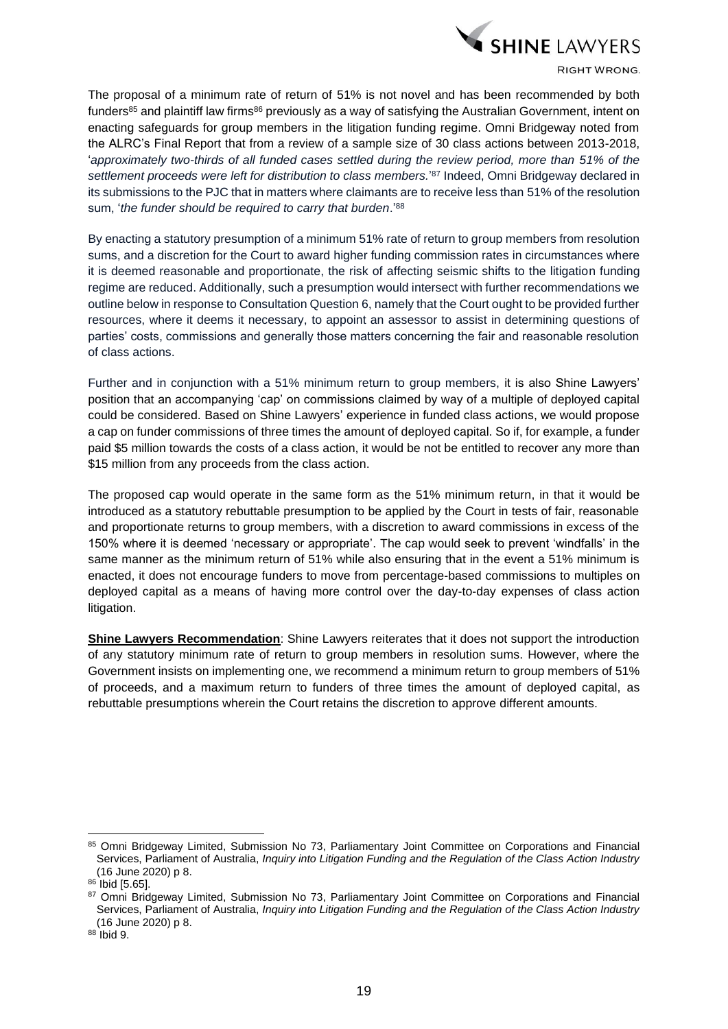The proposal of a minimum rate of return of 51% is not novel and has been recommended by both funders[85] and plaintiff law firms[86] previously as a way of satisfying the Australian Government, intent on enacting safeguards for group members in the litigation funding regime. Omni Bridgeway noted from the ALRC's Final Report that from a review of a sample size of 30 class actions between 2013-2018, '*approximately two-thirds of all funded cases settled during the review period, more than 51% of the settlement proceeds were left for distribution to class members.*'[87] Indeed, Omni Bridgeway declared in its submissions to the PJC that in matters where claimants are to receive less than 51% of the resolution sum, '*the funder should be required to carry that burden*.'[88]

By enacting a statutory presumption of a minimum 51% rate of return to group members from resolution sums, and a discretion for the Court to award higher funding commission rates in circumstances where it is deemed reasonable and proportionate, the risk of affecting seismic shifts to the litigation funding regime are reduced. Additionally, such a presumption would intersect with further recommendations we outline below in response to Consultation Question 6, namely that the Court ought to be provided further resources, where it deems it necessary, to appoint an assessor to assist in determining questions of parties' costs, commissions and generally those matters concerning the fair and reasonable resolution of class actions.

Further and in conjunction with a 51% minimum return to group members, it is also Shine Lawyers' position that an accompanying 'cap' on commissions claimed by way of a multiple of deployed capital could be considered. Based on Shine Lawyers' experience in funded class actions, we would propose a cap on funder commissions of three times the amount of deployed capital. So if, for example, a funder paid $5 million towards the costs of a class action, it would be not be entitled to recover any more than $15 million from any proceeds from the class action.

The proposed cap would operate in the same form as the 51% minimum return, in that it would be introduced as a statutory rebuttable presumption to be applied by the Court in tests of fair, reasonable and proportionate returns to group members, with a discretion to award commissions in excess of the 150% where it is deemed 'necessary or appropriate'. The cap would seek to prevent 'windfalls' in the same manner as the minimum return of 51% while also ensuring that in the event a 51% minimum is enacted, it does not encourage funders to move from percentage-based commissions to multiples on deployed capital as a means of having more control over the day-to-day expenses of class action litigation.

**Shine Lawyers Recommendation**: Shine Lawyers reiterates that it does not support the introduction of any statutory minimum rate of return to group members in resolution sums. However, where the Government insists on implementing one, we recommend a minimum return to group members of 51% of proceeds, and a maximum return to funders of three times the amount of deployed capital, as rebuttable presumptions wherein the Court retains the discretion to approve different amounts.

---

[85] Omni Bridgeway Limited, Submission No 73, Parliamentary Joint Committee on Corporations and Financial Services, Parliament of Australia, *Inquiry into Litigation Funding and the Regulation of the Class Action Industry* (16 June 2020) p 8.

[86] Ibid [5.65].

[87] Omni Bridgeway Limited, Submission No 73, Parliamentary Joint Committee on Corporations and Financial Services, Parliament of Australia, *Inquiry into Litigation Funding and the Regulation of the Class Action Industry* (16 June 2020) p 8.

[88] Ibid 9.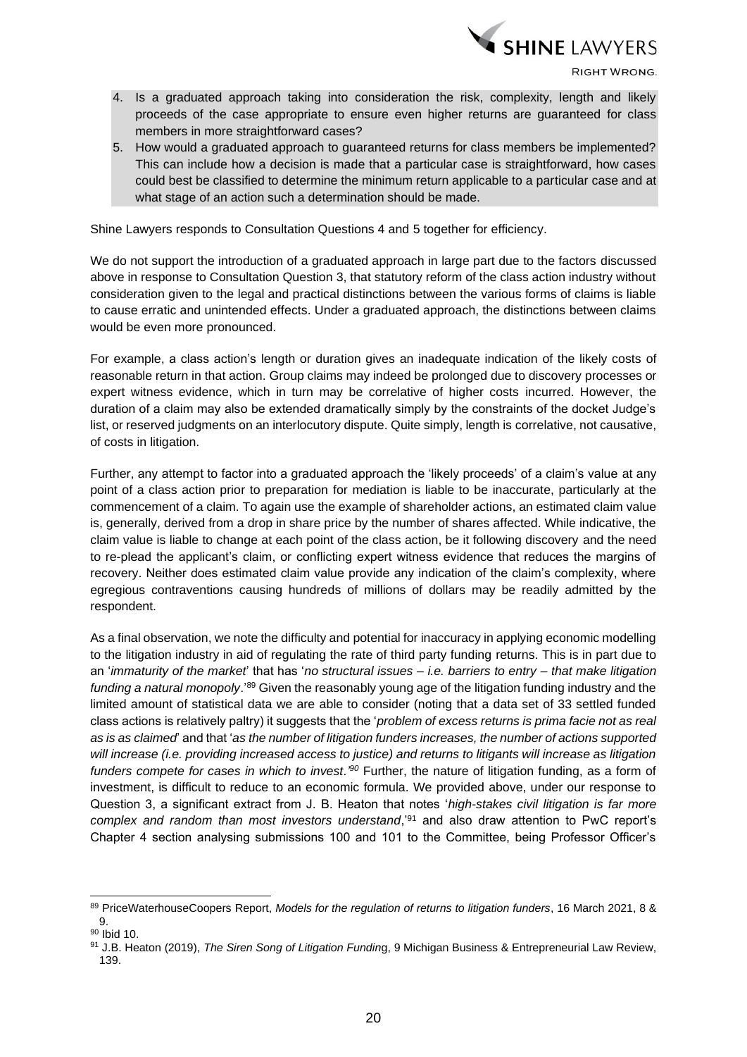4. Is a graduated approach taking into consideration the risk, complexity, length and likely proceeds of the case appropriate to ensure even higher returns are guaranteed for class members in more straightforward cases?
5. How would a graduated approach to guaranteed returns for class members be implemented? This can include how a decision is made that a particular case is straightforward, how cases could best be classified to determine the minimum return applicable to a particular case and at what stage of an action such a determination should be made.

Shine Lawyers responds to Consultation Questions 4 and 5 together for efficiency.

We do not support the introduction of a graduated approach in large part due to the factors discussed above in response to Consultation Question 3, that statutory reform of the class action industry without consideration given to the legal and practical distinctions between the various forms of claims is liable to cause erratic and unintended effects. Under a graduated approach, the distinctions between claims would be even more pronounced.

For example, a class action's length or duration gives an inadequate indication of the likely costs of reasonable return in that action. Group claims may indeed be prolonged due to discovery processes or expert witness evidence, which in turn may be correlative of higher costs incurred. However, the duration of a claim may also be extended dramatically simply by the constraints of the docket Judge's list, or reserved judgments on an interlocutory dispute. Quite simply, length is correlative, not causative, of costs in litigation.

Further, any attempt to factor into a graduated approach the 'likely proceeds' of a claim's value at any point of a class action prior to preparation for mediation is liable to be inaccurate, particularly at the commencement of a claim. To again use the example of shareholder actions, an estimated claim value is, generally, derived from a drop in share price by the number of shares affected. While indicative, the claim value is liable to change at each point of the class action, be it following discovery and the need to re-plead the applicant's claim, or conflicting expert witness evidence that reduces the margins of recovery. Neither does estimated claim value provide any indication of the claim's complexity, where egregious contraventions causing hundreds of millions of dollars may be readily admitted by the respondent.

As a final observation, we note the difficulty and potential for inaccuracy in applying economic modelling to the litigation industry in aid of regulating the rate of third party funding returns. This is in part due to an '*immaturity of the market*' that has '*no structural issues – i.e. barriers to entry – that make litigation funding a natural monopoly*.'[89] Given the reasonably young age of the litigation funding industry and the limited amount of statistical data we are able to consider (noting that a data set of 33 settled funded class actions is relatively paltry) it suggests that the '*problem of excess returns is prima facie not as real as is as claimed*' and that '*as the number of litigation funders increases, the number of actions supported will increase (i.e. providing increased access to justice) and returns to litigants will increase as litigation funders compete for cases in which to invest*.'[90] Further, the nature of litigation funding, as a form of investment, is difficult to reduce to an economic formula. We provided above, under our response to Question 3, a significant extract from J. B. Heaton that notes '*high-stakes civil litigation is far more complex and random than most investors understand*,'[91] and also draw attention to PwC report's Chapter 4 section analysing submissions 100 and 101 to the Committee, being Professor Officer's

---

[89] PriceWaterhouseCoopers Report, *Models for the regulation of returns to litigation funders*, 16 March 2021, 8 & 9.

[90] Ibid 10.

[91] J.B. Heaton (2019), *The Siren Song of Litigation Funding*, 9 Michigan Business & Entrepreneurial Law Review, 139.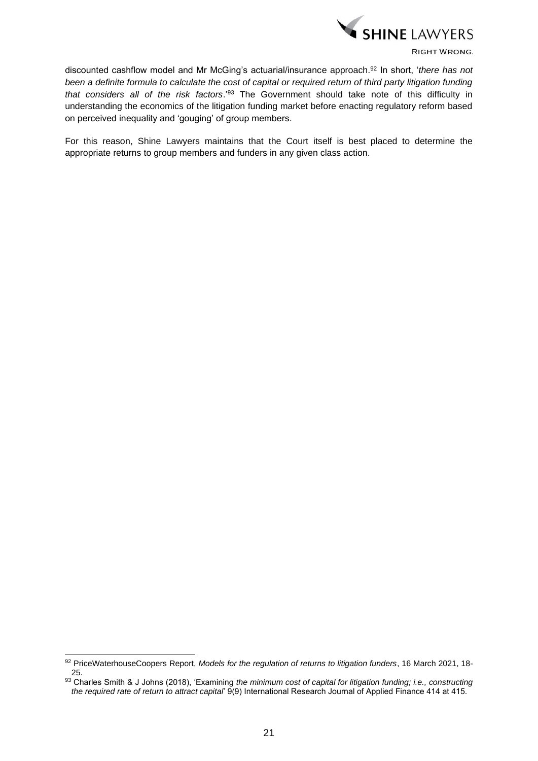discounted cashflow model and Mr McGing's actuarial/insurance approach.[92] In short, '*there has not been a definite formula to calculate the cost of capital or required return of third party litigation funding that considers all of the risk factors*.'[93] The Government should take note of this difficulty in understanding the economics of the litigation funding market before enacting regulatory reform based on perceived inequality and 'gouging' of group members.

For this reason, Shine Lawyers maintains that the Court itself is best placed to determine the appropriate returns to group members and funders in any given class action.

---

[92] PriceWaterhouseCoopers Report, *Models for the regulation of returns to litigation funders*, 16 March 2021, 18-25.

[93] Charles Smith & J Johns (2018), 'Examining *the minimum cost of capital for litigation funding; i.e., constructing the required rate of return to attract capital*' 9(9) International Research Journal of Applied Finance 414 at 415.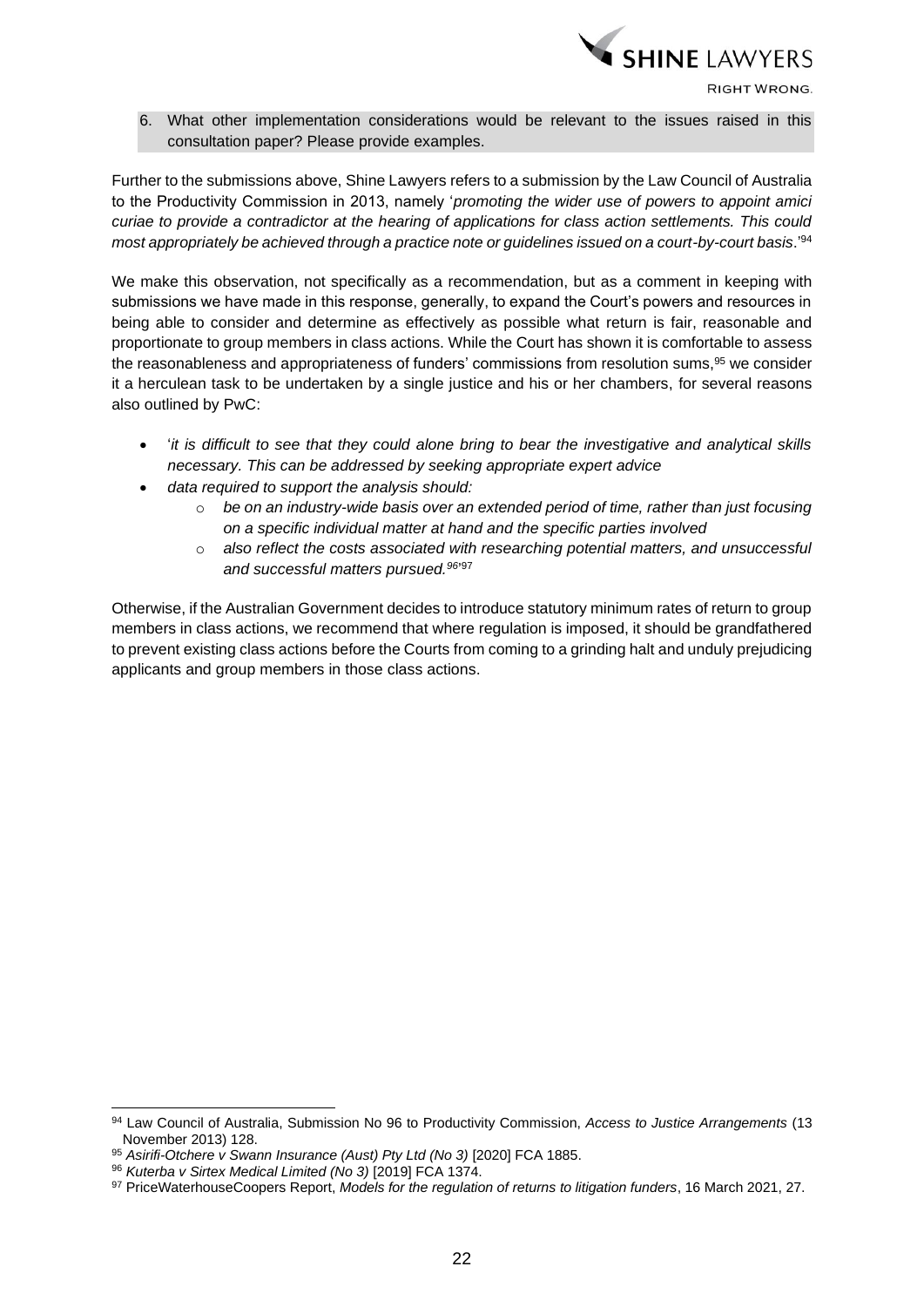6. What other implementation considerations would be relevant to the issues raised in this consultation paper? Please provide examples.

Further to the submissions above, Shine Lawyers refers to a submission by the Law Council of Australia to the Productivity Commission in 2013, namely '*promoting the wider use of powers to appoint amici curiae to provide a contradictor at the hearing of applications for class action settlements. This could most appropriately be achieved through a practice note or guidelines issued on a court-by-court basis*.'[94]

We make this observation, not specifically as a recommendation, but as a comment in keeping with submissions we have made in this response, generally, to expand the Court's powers and resources in being able to consider and determine as effectively as possible what return is fair, reasonable and proportionate to group members in class actions. While the Court has shown it is comfortable to assess the reasonableness and appropriateness of funders' commissions from resolution sums,[95] we consider it a herculean task to be undertaken by a single justice and his or her chambers, for several reasons also outlined by PwC:

- '*it is difficult to see that they could alone bring to bear the investigative and analytical skills necessary. This can be addressed by seeking appropriate expert advice*
- *data required to support the analysis should:*
  - *be on an industry-wide basis over an extended period of time, rather than just focusing on a specific individual matter at hand and the specific parties involved*
  - *also reflect the costs associated with researching potential matters, and unsuccessful and successful matters pursued.*[96]'[97]

Otherwise, if the Australian Government decides to introduce statutory minimum rates of return to group members in class actions, we recommend that where regulation is imposed, it should be grandfathered to prevent existing class actions before the Courts from coming to a grinding halt and unduly prejudicing applicants and group members in those class actions.

---

[94] Law Council of Australia, Submission No 96 to Productivity Commission, *Access to Justice Arrangements* (13 November 2013) 128.

[95] *Asirifi-Otchere v Swann Insurance (Aust) Pty Ltd (No 3)* [2020] FCA 1885.

[96] *Kuterba v Sirtex Medical Limited (No 3)* [2019] FCA 1374.

[97] PriceWaterhouseCoopers Report, *Models for the regulation of returns to litigation funders*, 16 March 2021, 27.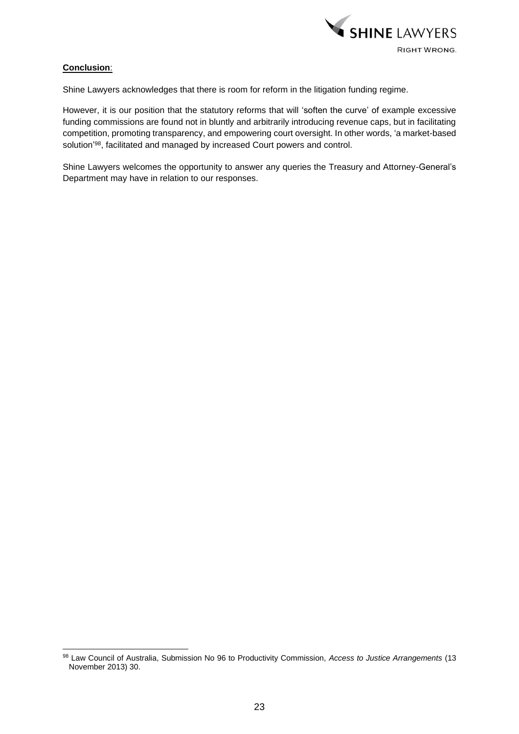**Conclusion**:

Shine Lawyers acknowledges that there is room for reform in the litigation funding regime.

However, it is our position that the statutory reforms that will 'soften the curve' of example excessive funding commissions are found not in bluntly and arbitrarily introducing revenue caps, but in facilitating competition, promoting transparency, and empowering court oversight. In other words, 'a market-based solution'[98], facilitated and managed by increased Court powers and control.

Shine Lawyers welcomes the opportunity to answer any queries the Treasury and Attorney-General's Department may have in relation to our responses.

---

[98] Law Council of Australia, Submission No 96 to Productivity Commission, *Access to Justice Arrangements* (13 November 2013) 30.